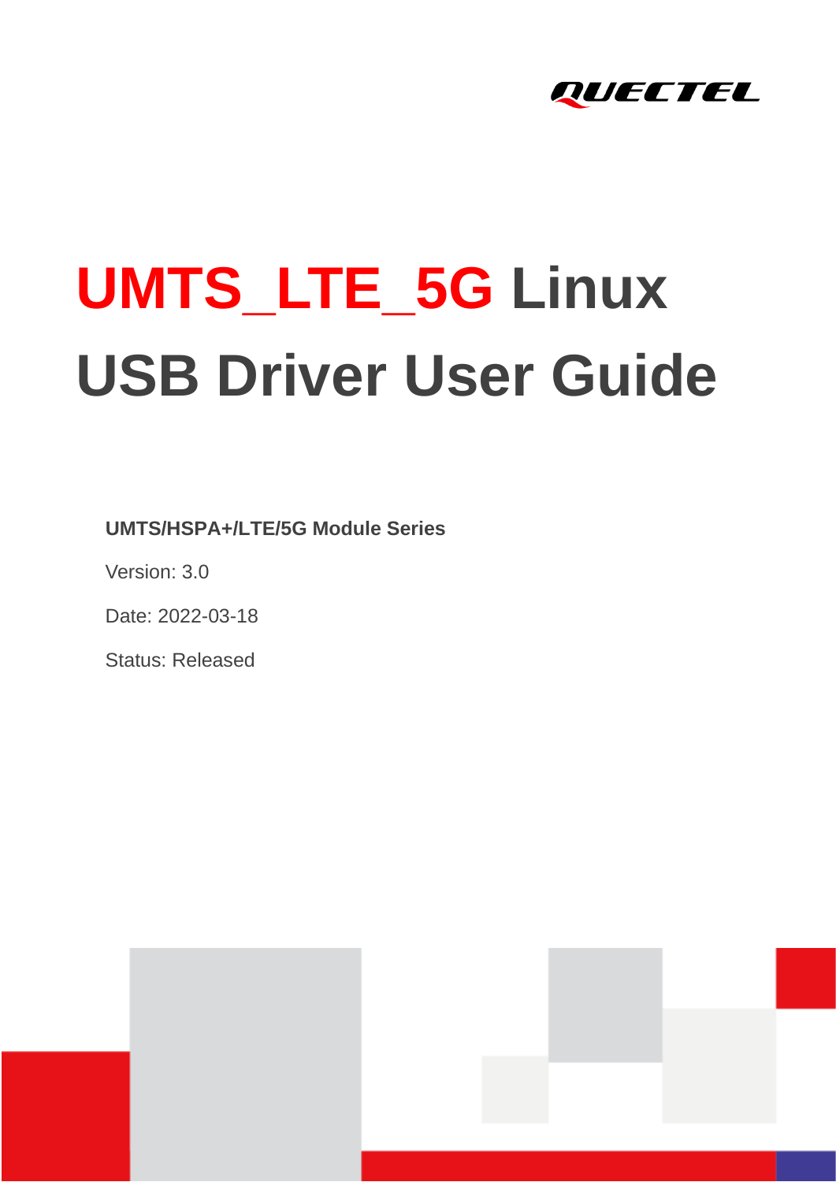QUECTEL

# UMTS_LTE_5G Linux USB Driver User Guide

**UMTS/HSPA+/LTE/5G Module Series**

Version: 3.0

Date: 2022-03-18

Status: Released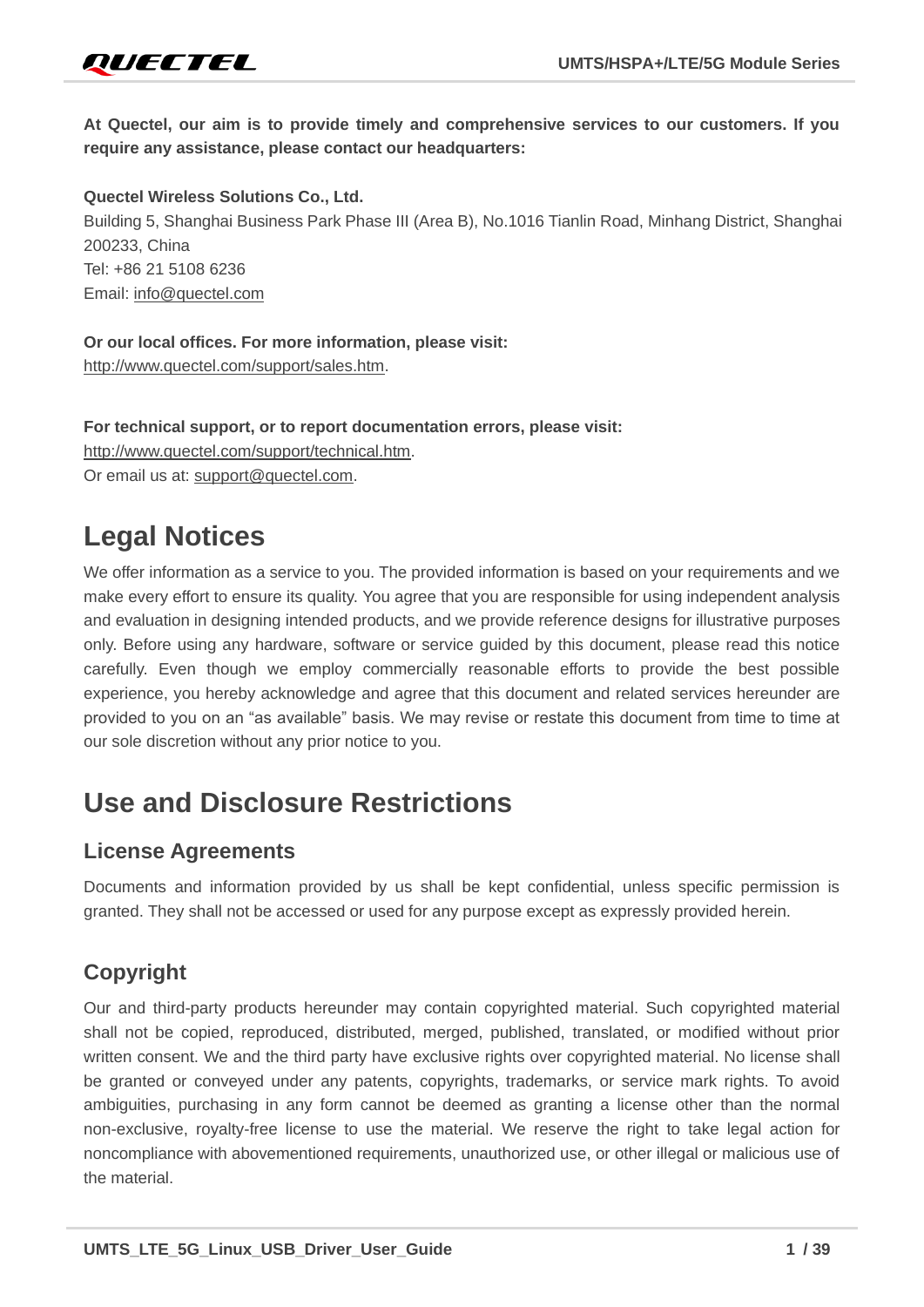**At Quectel, our aim is to provide timely and comprehensive services to our customers. If you require any assistance, please contact our headquarters:**

**Quectel Wireless Solutions Co., Ltd.**
Building 5, Shanghai Business Park Phase III (Area B), No.1016 Tianlin Road, Minhang District, Shanghai 200233, China
Tel: +86 21 5108 6236
Email: info@quectel.com

**Or our local offices. For more information, please visit:**
http://www.quectel.com/support/sales.htm.

**For technical support, or to report documentation errors, please visit:**
http://www.quectel.com/support/technical.htm.
Or email us at: support@quectel.com.

# Legal Notices

We offer information as a service to you. The provided information is based on your requirements and we make every effort to ensure its quality. You agree that you are responsible for using independent analysis and evaluation in designing intended products, and we provide reference designs for illustrative purposes only. Before using any hardware, software or service guided by this document, please read this notice carefully. Even though we employ commercially reasonable efforts to provide the best possible experience, you hereby acknowledge and agree that this document and related services hereunder are provided to you on an "as available" basis. We may revise or restate this document from time to time at our sole discretion without any prior notice to you.

# Use and Disclosure Restrictions

## License Agreements

Documents and information provided by us shall be kept confidential, unless specific permission is granted. They shall not be accessed or used for any purpose except as expressly provided herein.

## Copyright

Our and third-party products hereunder may contain copyrighted material. Such copyrighted material shall not be copied, reproduced, distributed, merged, published, translated, or modified without prior written consent. We and the third party have exclusive rights over copyrighted material. No license shall be granted or conveyed under any patents, copyrights, trademarks, or service mark rights. To avoid ambiguities, purchasing in any form cannot be deemed as granting a license other than the normal non-exclusive, royalty-free license to use the material. We reserve the right to take legal action for noncompliance with abovementioned requirements, unauthorized use, or other illegal or malicious use of the material.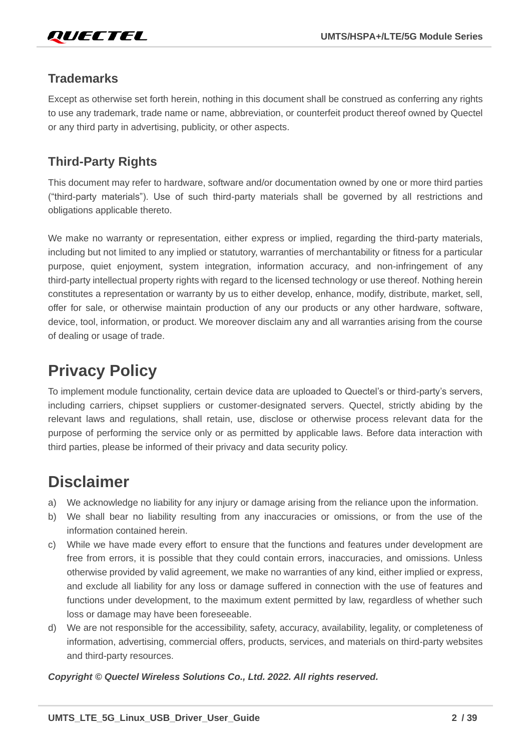## Trademarks

Except as otherwise set forth herein, nothing in this document shall be construed as conferring any rights to use any trademark, trade name or name, abbreviation, or counterfeit product thereof owned by Quectel or any third party in advertising, publicity, or other aspects.

## Third-Party Rights

This document may refer to hardware, software and/or documentation owned by one or more third parties ("third-party materials"). Use of such third-party materials shall be governed by all restrictions and obligations applicable thereto.

We make no warranty or representation, either express or implied, regarding the third-party materials, including but not limited to any implied or statutory, warranties of merchantability or fitness for a particular purpose, quiet enjoyment, system integration, information accuracy, and non-infringement of any third-party intellectual property rights with regard to the licensed technology or use thereof. Nothing herein constitutes a representation or warranty by us to either develop, enhance, modify, distribute, market, sell, offer for sale, or otherwise maintain production of any our products or any other hardware, software, device, tool, information, or product. We moreover disclaim any and all warranties arising from the course of dealing or usage of trade.

# Privacy Policy

To implement module functionality, certain device data are uploaded to Quectel's or third-party's servers, including carriers, chipset suppliers or customer-designated servers. Quectel, strictly abiding by the relevant laws and regulations, shall retain, use, disclose or otherwise process relevant data for the purpose of performing the service only or as permitted by applicable laws. Before data interaction with third parties, please be informed of their privacy and data security policy.

# Disclaimer

a) We acknowledge no liability for any injury or damage arising from the reliance upon the information.
b) We shall bear no liability resulting from any inaccuracies or omissions, or from the use of the information contained herein.
c) While we have made every effort to ensure that the functions and features under development are free from errors, it is possible that they could contain errors, inaccuracies, and omissions. Unless otherwise provided by valid agreement, we make no warranties of any kind, either implied or express, and exclude all liability for any loss or damage suffered in connection with the use of features and functions under development, to the maximum extent permitted by law, regardless of whether such loss or damage may have been foreseeable.
d) We are not responsible for the accessibility, safety, accuracy, availability, legality, or completeness of information, advertising, commercial offers, products, services, and materials on third-party websites and third-party resources.

***Copyright © Quectel Wireless Solutions Co., Ltd. 2022. All rights reserved.***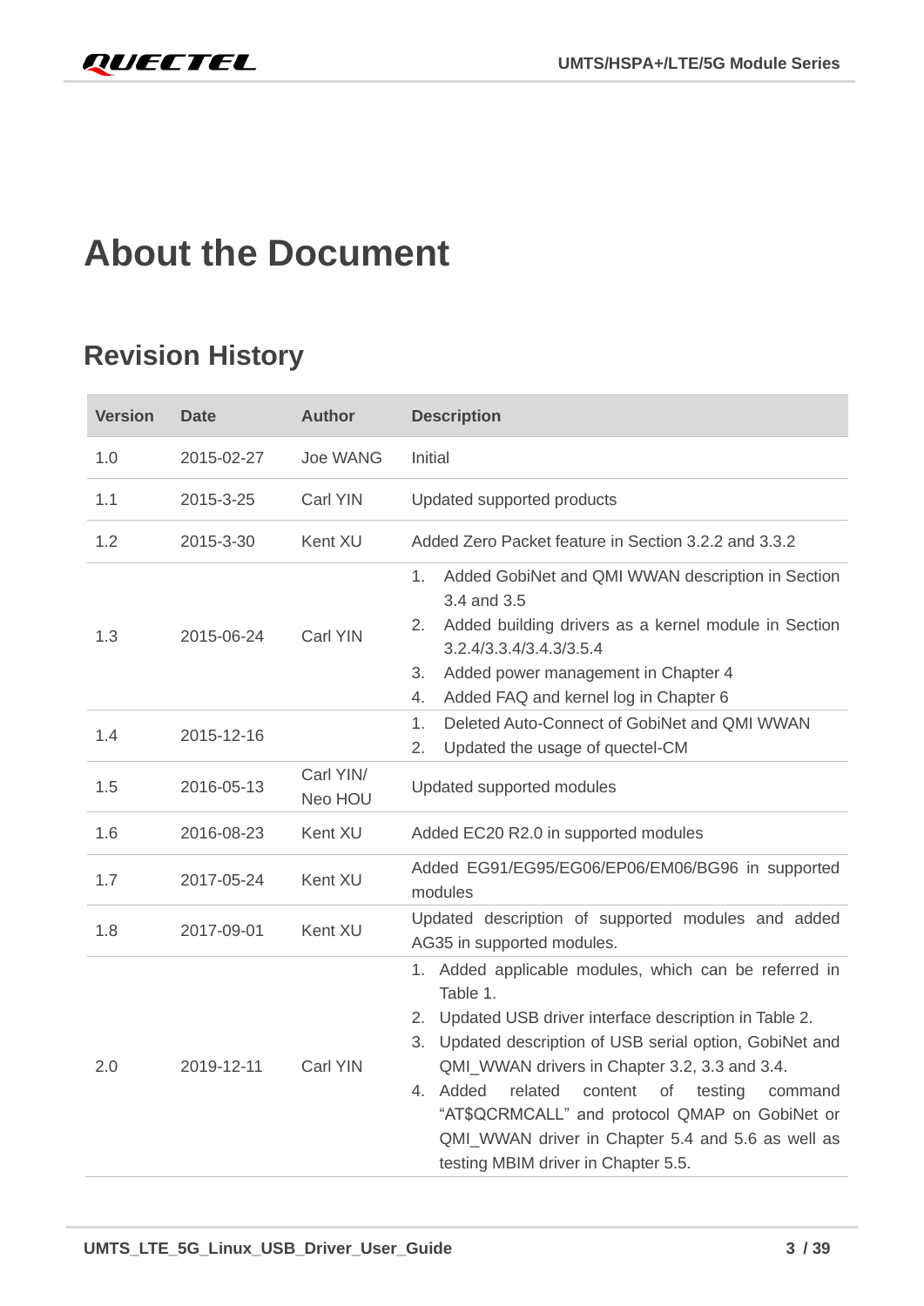# About the Document

## Revision History

| Version | Date | Author | Description |
| --- | --- | --- | --- |
| 1.0 | 2015-02-27 | Joe WANG | Initial |
| 1.1 | 2015-3-25 | Carl YIN | Updated supported products |
| 1.2 | 2015-3-30 | Kent XU | Added Zero Packet feature in Section 3.2.2 and 3.3.2 |
| 1.3 | 2015-06-24 | Carl YIN | 1. Added GobiNet and QMI WWAN description in Section 3.4 and 3.5<br>2. Added building drivers as a kernel module in Section 3.2.4/3.3.4/3.4.3/3.5.4<br>3. Added power management in Chapter 4<br>4. Added FAQ and kernel log in Chapter 6 |
| 1.4 | 2015-12-16 | | 1. Deleted Auto-Connect of GobiNet and QMI WWAN<br>2. Updated the usage of quectel-CM |
| 1.5 | 2016-05-13 | Carl YIN/ Neo HOU | Updated supported modules |
| 1.6 | 2016-08-23 | Kent XU | Added EC20 R2.0 in supported modules |
| 1.7 | 2017-05-24 | Kent XU | Added EG91/EG95/EG06/EP06/EM06/BG96 in supported modules |
| 1.8 | 2017-09-01 | Kent XU | Updated description of supported modules and added AG35 in supported modules. |
| 2.0 | 2019-12-11 | Carl YIN | 1. Added applicable modules, which can be referred in Table 1.<br>2. Updated USB driver interface description in Table 2.<br>3. Updated description of USB serial option, GobiNet and QMI_WWAN drivers in Chapter 3.2, 3.3 and 3.4.<br>4. Added related content of testing command "AT$QCRMCALL" and protocol QMAP on GobiNet or QMI_WWAN driver in Chapter 5.4 and 5.6 as well as testing MBIM driver in Chapter 5.5. |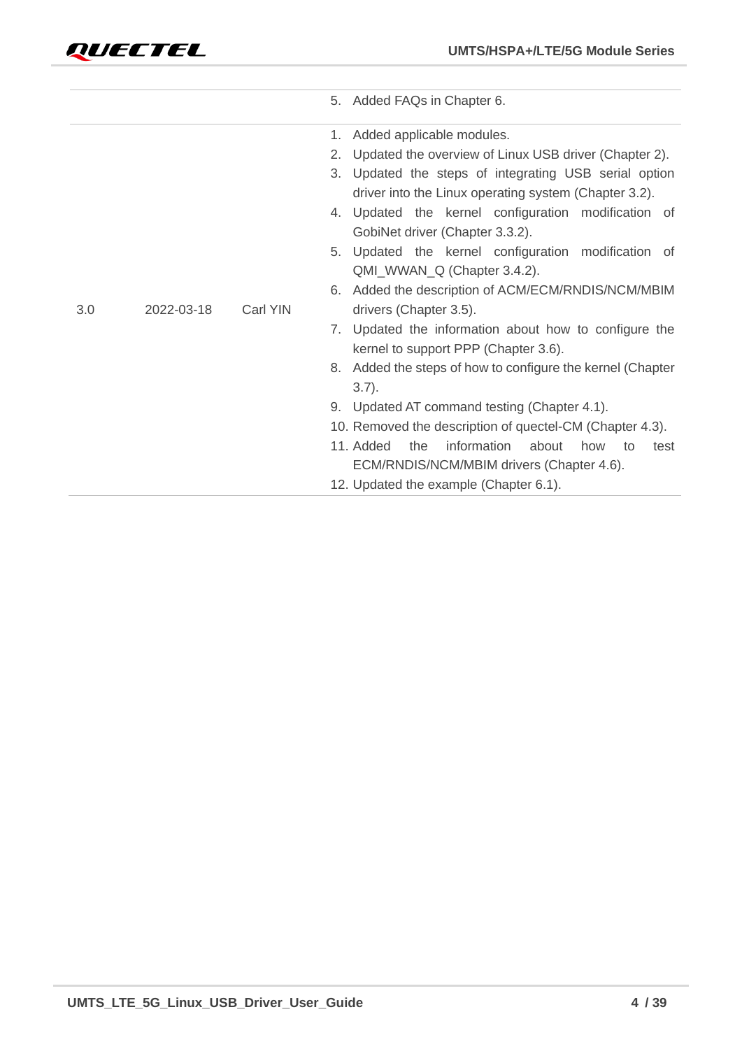| | | | |
|---|---|---|---|
| | | | 5. Added FAQs in Chapter 6. |
| 3.0 | 2022-03-18 | Carl YIN | 1. Added applicable modules.<br>2. Updated the overview of Linux USB driver (Chapter 2).<br>3. Updated the steps of integrating USB serial option driver into the Linux operating system (Chapter 3.2).<br>4. Updated the kernel configuration modification of GobiNet driver (Chapter 3.3.2).<br>5. Updated the kernel configuration modification of QMI_WWAN_Q (Chapter 3.4.2).<br>6. Added the description of ACM/ECM/RNDIS/NCM/MBIM drivers (Chapter 3.5).<br>7. Updated the information about how to configure the kernel to support PPP (Chapter 3.6).<br>8. Added the steps of how to configure the kernel (Chapter 3.7).<br>9. Updated AT command testing (Chapter 4.1).<br>10. Removed the description of quectel-CM (Chapter 4.3).<br>11. Added the information about how to test ECM/RNDIS/NCM/MBIM drivers (Chapter 4.6).<br>12. Updated the example (Chapter 6.1). |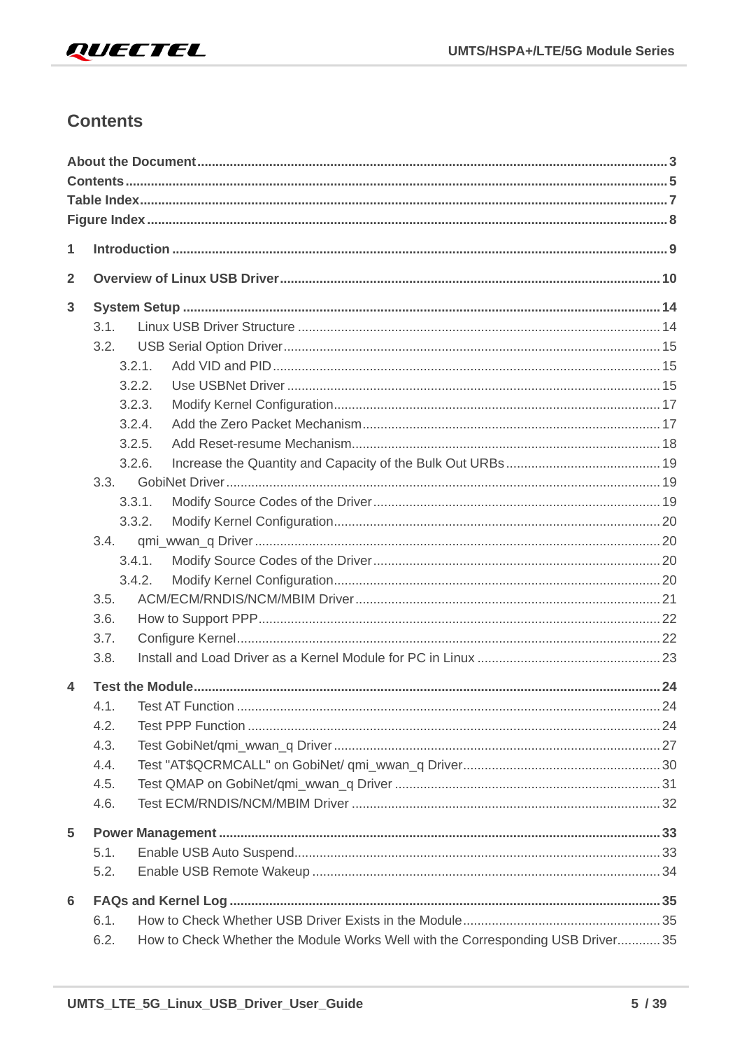# Contents

**About the Document** 3
**Contents** 5
**Table Index** 7
**Figure Index** 8

**1 Introduction** 9

**2 Overview of Linux USB Driver** 10

**3 System Setup** 14
- 3.1. Linux USB Driver Structure 14
- 3.2. USB Serial Option Driver 15
  - 3.2.1. Add VID and PID 15
  - 3.2.2. Use USBNet Driver 15
  - 3.2.3. Modify Kernel Configuration 17
  - 3.2.4. Add the Zero Packet Mechanism 17
  - 3.2.5. Add Reset-resume Mechanism 18
  - 3.2.6. Increase the Quantity and Capacity of the Bulk Out URBs 19
- 3.3. GobiNet Driver 19
  - 3.3.1. Modify Source Codes of the Driver 19
  - 3.3.2. Modify Kernel Configuration 20
- 3.4. qmi_wwan_q Driver 20
  - 3.4.1. Modify Source Codes of the Driver 20
  - 3.4.2. Modify Kernel Configuration 20
- 3.5. ACM/ECM/RNDIS/NCM/MBIM Driver 21
- 3.6. How to Support PPP 22
- 3.7. Configure Kernel 22
- 3.8. Install and Load Driver as a Kernel Module for PC in Linux 23

**4 Test the Module** 24
- 4.1. Test AT Function 24
- 4.2. Test PPP Function 24
- 4.3. Test GobiNet/qmi_wwan_q Driver 27
- 4.4. Test "AT$QCRMCALL" on GobiNet/ qmi_wwan_q Driver 30
- 4.5. Test QMAP on GobiNet/qmi_wwan_q Driver 31
- 4.6. Test ECM/RNDIS/NCM/MBIM Driver 32

**5 Power Management** 33
- 5.1. Enable USB Auto Suspend 33
- 5.2. Enable USB Remote Wakeup 34

**6 FAQs and Kernel Log** 35
- 6.1. How to Check Whether USB Driver Exists in the Module 35
- 6.2. How to Check Whether the Module Works Well with the Corresponding USB Driver 35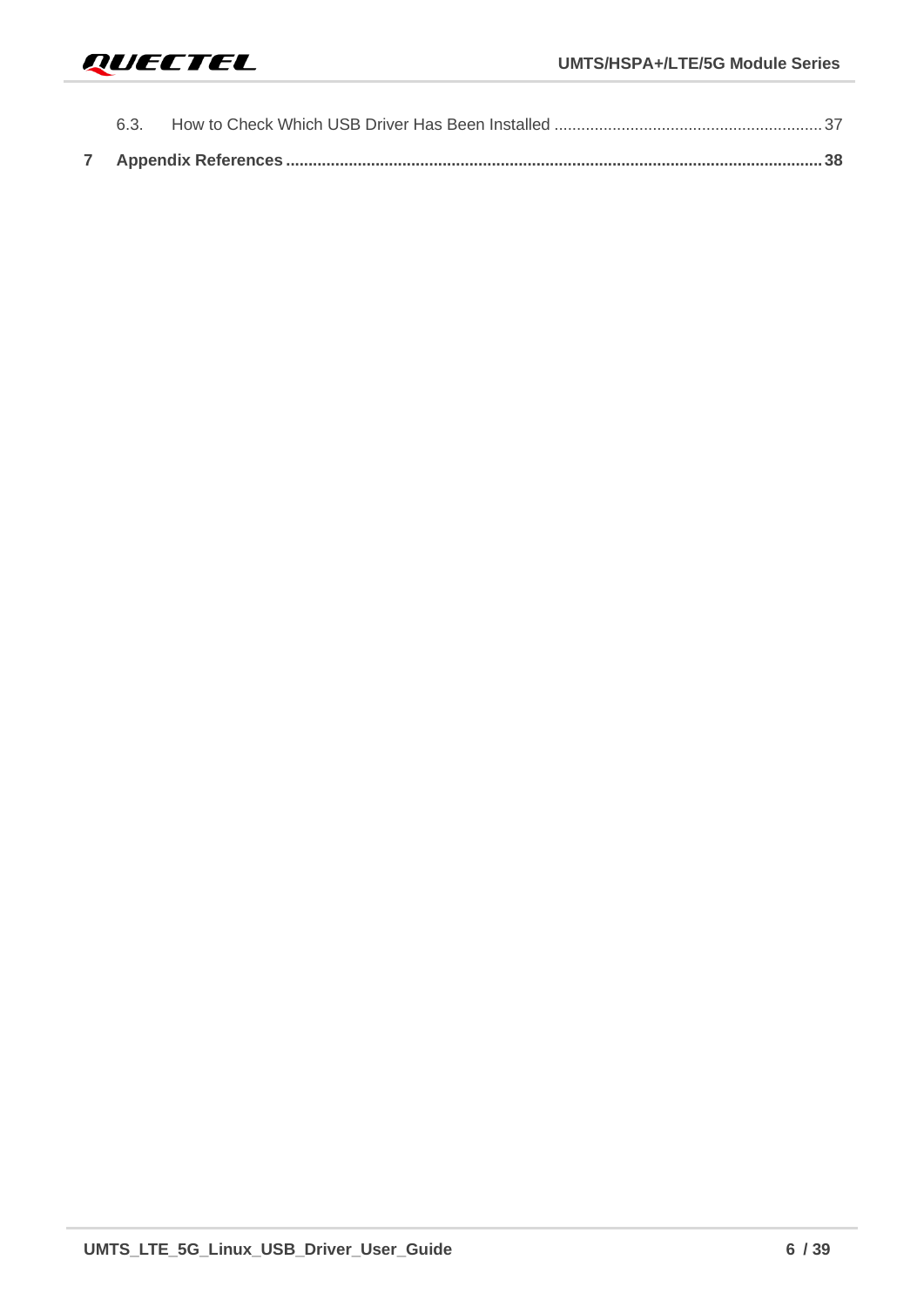6.3. How to Check Which USB Driver Has Been Installed ........................................................... 37

**7 Appendix References ....................................................................................................................... 38**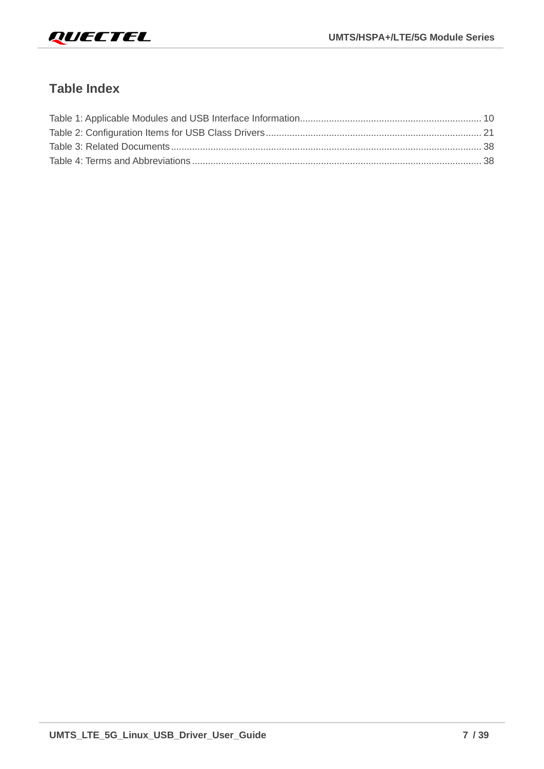## Table Index

Table 1: Applicable Modules and USB Interface Information ........................................................ 10
Table 2: Configuration Items for USB Class Drivers ................................................................... 21
Table 3: Related Documents ........................................................................................................ 38
Table 4: Terms and Abbreviations ............................................................................................... 38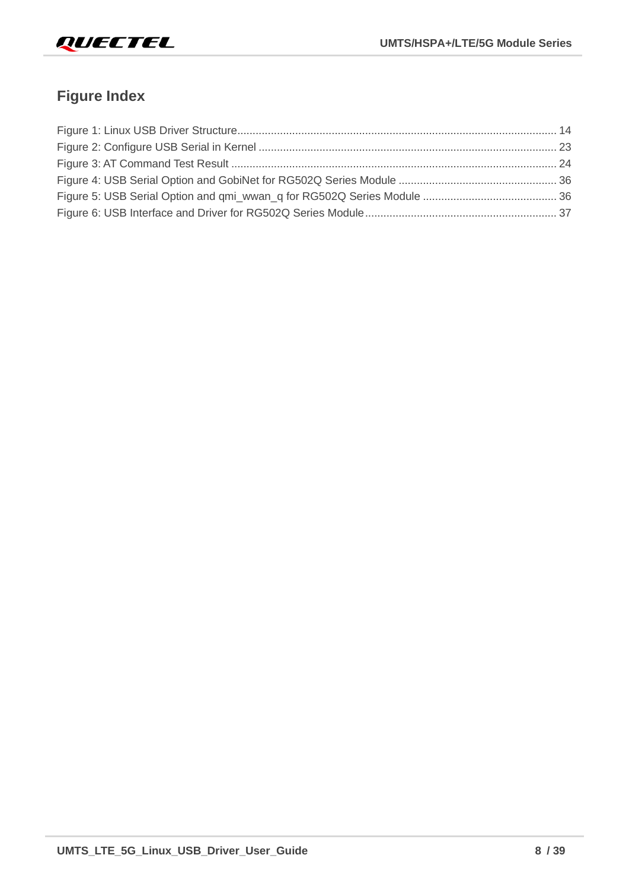## Figure Index

Figure 1: Linux USB Driver Structure ........................................................................................................ 14
Figure 2: Configure USB Serial in Kernel ................................................................................................. 23
Figure 3: AT Command Test Result .......................................................................................................... 24
Figure 4: USB Serial Option and GobiNet for RG502Q Series Module .................................................... 36
Figure 5: USB Serial Option and qmi_wwan_q for RG502Q Series Module ............................................ 36
Figure 6: USB Interface and Driver for RG502Q Series Module ............................................................... 37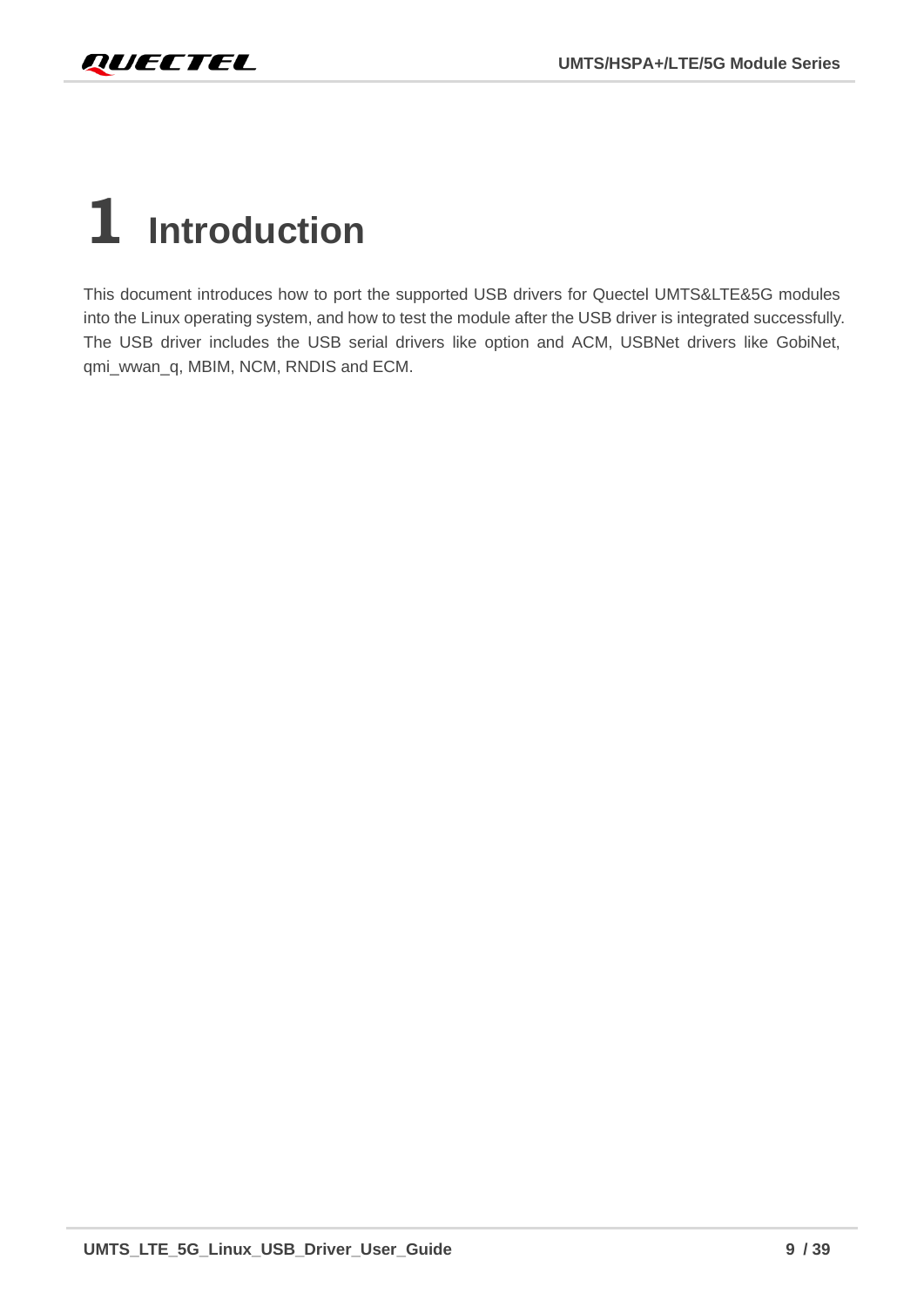# 1 Introduction

This document introduces how to port the supported USB drivers for Quectel UMTS&LTE&5G modules into the Linux operating system, and how to test the module after the USB driver is integrated successfully. The USB driver includes the USB serial drivers like option and ACM, USBNet drivers like GobiNet, qmi_wwan_q, MBIM, NCM, RNDIS and ECM.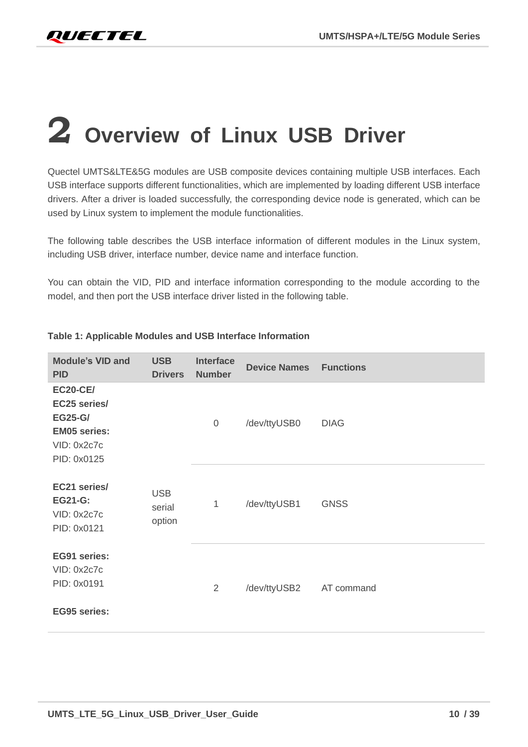# 2 Overview of Linux USB Driver

Quectel UMTS&LTE&5G modules are USB composite devices containing multiple USB interfaces. Each USB interface supports different functionalities, which are implemented by loading different USB interface drivers. After a driver is loaded successfully, the corresponding device node is generated, which can be used by Linux system to implement the module functionalities.

The following table describes the USB interface information of different modules in the Linux system, including USB driver, interface number, device name and interface function.

You can obtain the VID, PID and interface information corresponding to the module according to the model, and then port the USB interface driver listed in the following table.

**Table 1: Applicable Modules and USB Interface Information**

| Module's VID and PID | USB Drivers | Interface Number | Device Names | Functions |
|---|---|---|---|---|
| **EC20-CE/ EC25 series/ EG25-G/ EM05 series:** VID: 0x2c7c PID: 0x0125<br><br>**EC21 series/ EG21-G:** VID: 0x2c7c PID: 0x0121<br><br>**EG91 series:** VID: 0x2c7c PID: 0x0191<br><br>**EG95 series:** | USB serial option | 0 | /dev/ttyUSB0 | DIAG |
| | | 1 | /dev/ttyUSB1 | GNSS |
| | | 2 | /dev/ttyUSB2 | AT command |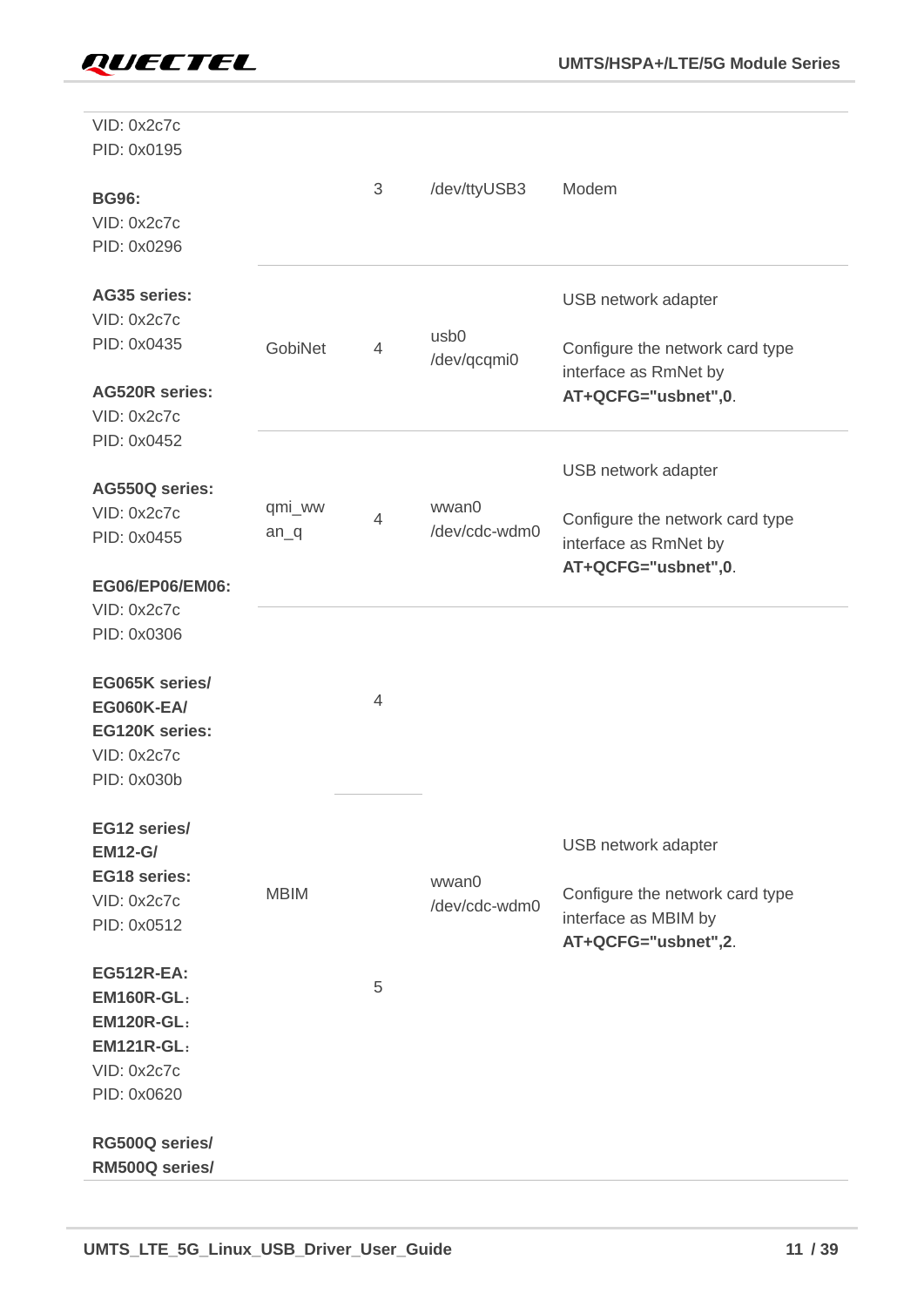| | | | | |
|---|---|---|---|---|
| VID: 0x2c7c<br>PID: 0x0195<br><br>**BG96:**<br>VID: 0x2c7c<br>PID: 0x0296 | | 3 | /dev/ttyUSB3 | Modem |
| **AG35 series:**<br>VID: 0x2c7c<br>PID: 0x0435<br><br>**AG520R series:**<br>VID: 0x2c7c<br>PID: 0x0452 | GobiNet | 4 | usb0<br>/dev/qcqmi0 | USB network adapter<br><br>Configure the network card type interface as RmNet by **AT+QCFG="usbnet",0**. |
| **AG550Q series:**<br>VID: 0x2c7c<br>PID: 0x0455<br><br>**EG06/EP06/EM06:**<br>VID: 0x2c7c<br>PID: 0x0306 | qmi_wwan_q | 4 | wwan0<br>/dev/cdc-wdm0 | USB network adapter<br><br>Configure the network card type interface as RmNet by **AT+QCFG="usbnet",0**. |
| **EG065K series/**<br>**EG060K-EA/**<br>**EG120K series:**<br>VID: 0x2c7c<br>PID: 0x030b | | 4 | | |
| **EG12 series/**<br>**EM12-G/**<br>**EG18 series:**<br>VID: 0x2c7c<br>PID: 0x0512<br><br>**EG512R-EA:**<br>**EM160R-GL:**<br>**EM120R-GL:**<br>**EM121R-GL:**<br>VID: 0x2c7c<br>PID: 0x0620<br><br>**RG500Q series/**<br>**RM500Q series/** | MBIM | 5 | wwan0<br>/dev/cdc-wdm0 | USB network adapter<br><br>Configure the network card type interface as MBIM by **AT+QCFG="usbnet",2**. |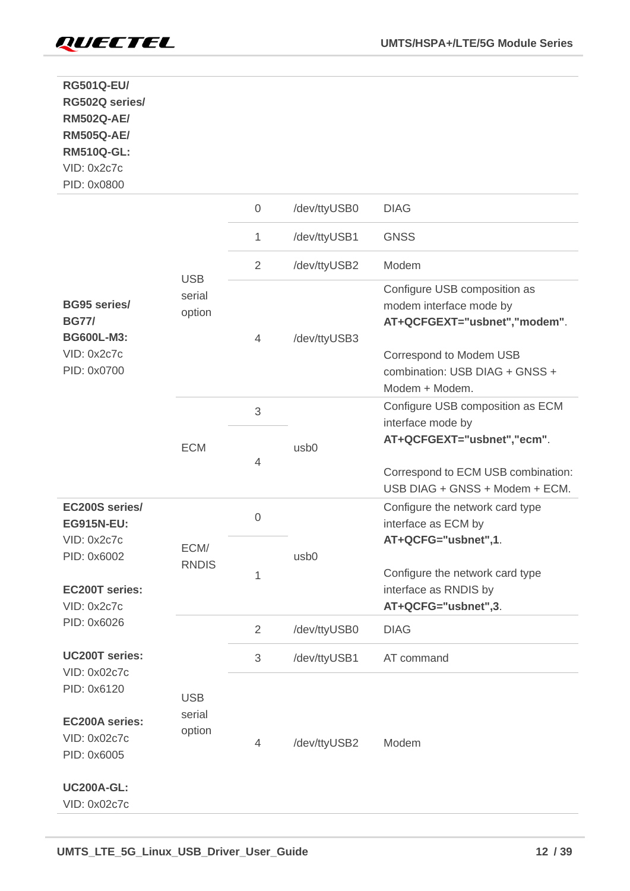| | | | | |
|---|---|---|---|---|
| **RG501Q-EU/ RG502Q series/ RM502Q-AE/ RM505Q-AE/ RM510Q-GL:** VID: 0x2c7c PID: 0x0800 | | | | |
| **BG95 series/ BG77/ BG600L-M3:** VID: 0x2c7c PID: 0x0700 | USB serial option | 0 | /dev/ttyUSB0 | DIAG |
| | | 1 | /dev/ttyUSB1 | GNSS |
| | | 2 | /dev/ttyUSB2 | Modem |
| | | 4 | /dev/ttyUSB3 | Configure USB composition as modem interface mode by **AT+QCFGEXT="usbnet","modem"**. Correspond to Modem USB combination: USB DIAG + GNSS + Modem + Modem. |
| | ECM | 3 | usb0 | Configure USB composition as ECM interface mode by **AT+QCFGEXT="usbnet","ecm"**. Correspond to ECM USB combination: USB DIAG + GNSS + Modem + ECM. |
| | | 4 | | |
| **EC200S series/ EG915N-EU:** VID: 0x2c7c PID: 0x6002 **EC200T series:** VID: 0x2c7c PID: 0x6026 **UC200T series:** VID: 0x02c7c PID: 0x6120 **EC200A series:** VID: 0x02c7c PID: 0x6005 **UC200A-GL:** VID: 0x02c7c | ECM/ RNDIS | 0 | usb0 | Configure the network card type interface as ECM by **AT+QCFG="usbnet",1**. Configure the network card type interface as RNDIS by **AT+QCFG="usbnet",3**. |
| | | 1 | | |
| | USB serial option | 2 | /dev/ttyUSB0 | DIAG |
| | | 3 | /dev/ttyUSB1 | AT command |
| | | 4 | /dev/ttyUSB2 | Modem |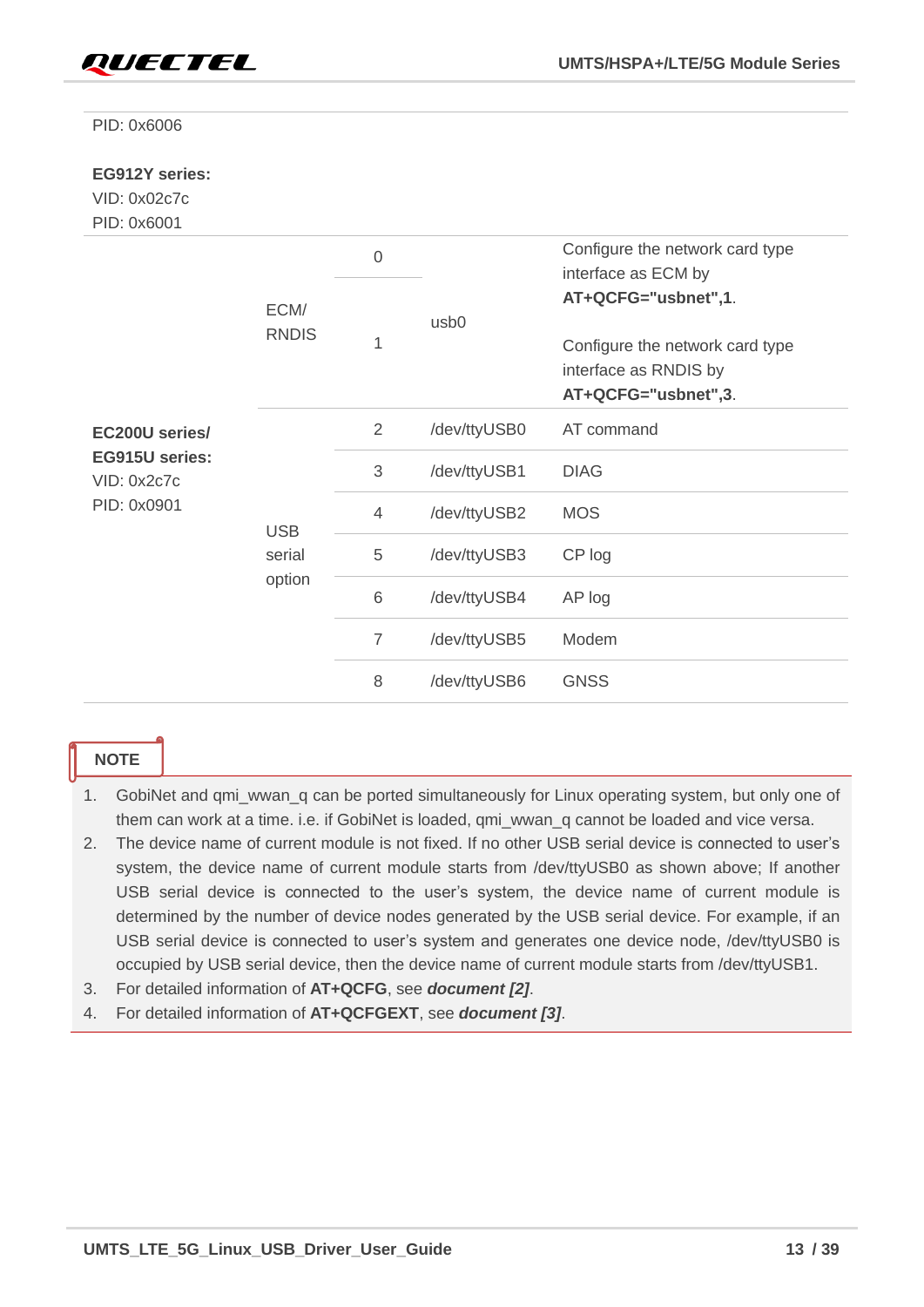| | | | | |
|---|---|---|---|---|
| PID: 0x6006<br><br>**EG912Y series:**<br>VID: 0x02c7c<br>PID: 0x6001 | | | | |
| **EC200U series/ EG915U series:**<br>VID: 0x2c7c<br>PID: 0x0901 | ECM/ RNDIS | 0 | usb0 | Configure the network card type interface as ECM by **AT+QCFG="usbnet",1**.<br><br>Configure the network card type interface as RNDIS by **AT+QCFG="usbnet",3**. |
| | | 1 | | |
| | USB serial option | 2 | /dev/ttyUSB0 | AT command |
| | | 3 | /dev/ttyUSB1 | DIAG |
| | | 4 | /dev/ttyUSB2 | MOS |
| | | 5 | /dev/ttyUSB3 | CP log |
| | | 6 | /dev/ttyUSB4 | AP log |
| | | 7 | /dev/ttyUSB5 | Modem |
| | | 8 | /dev/ttyUSB6 | GNSS |

**NOTE**

1. GobiNet and qmi_wwan_q can be ported simultaneously for Linux operating system, but only one of them can work at a time. i.e. if GobiNet is loaded, qmi_wwan_q cannot be loaded and vice versa.
2. The device name of current module is not fixed. If no other USB serial device is connected to user's system, the device name of current module starts from /dev/ttyUSB0 as shown above; If another USB serial device is connected to the user's system, the device name of current module is determined by the number of device nodes generated by the USB serial device. For example, if an USB serial device is connected to user's system and generates one device node, /dev/ttyUSB0 is occupied by USB serial device, then the device name of current module starts from /dev/ttyUSB1.
3. For detailed information of **AT+QCFG**, see ***document [2]***.
4. For detailed information of **AT+QCFGEXT**, see ***document [3]***.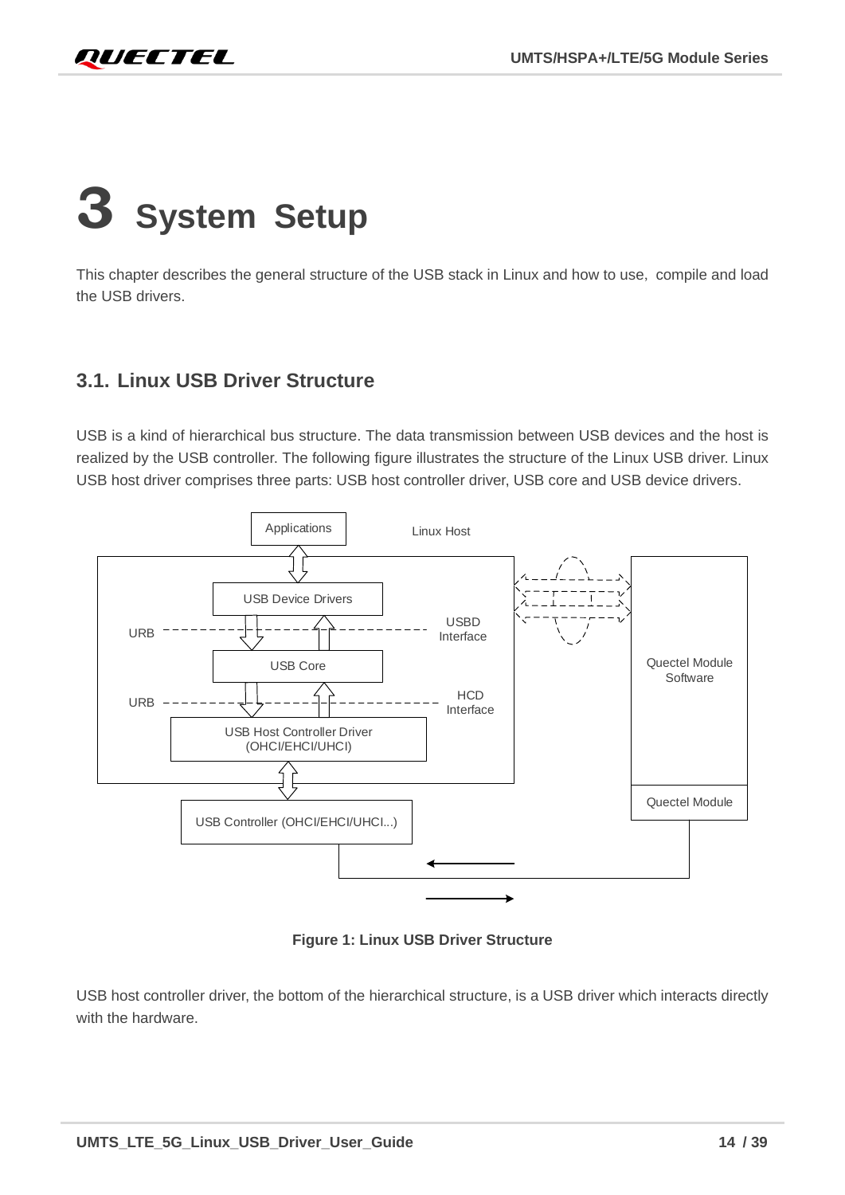# 3 System Setup

This chapter describes the general structure of the USB stack in Linux and how to use, compile and load the USB drivers.

## 3.1. Linux USB Driver Structure

USB is a kind of hierarchical bus structure. The data transmission between USB devices and the host is realized by the USB controller. The following figure illustrates the structure of the Linux USB driver. Linux USB host driver comprises three parts: USB host controller driver, USB core and USB device drivers.

Applications | Linux Host | USB Device Drivers | URB | USBD Interface | USB Core | URB | HCD Interface | USB Host Controller Driver (OHCI/EHCI/UHCI) | USB Controller (OHCI/EHCI/UHCI...) | Quectel Module Software | Quectel Module

**Figure 1: Linux USB Driver Structure**

USB host controller driver, the bottom of the hierarchical structure, is a USB driver which interacts directly with the hardware.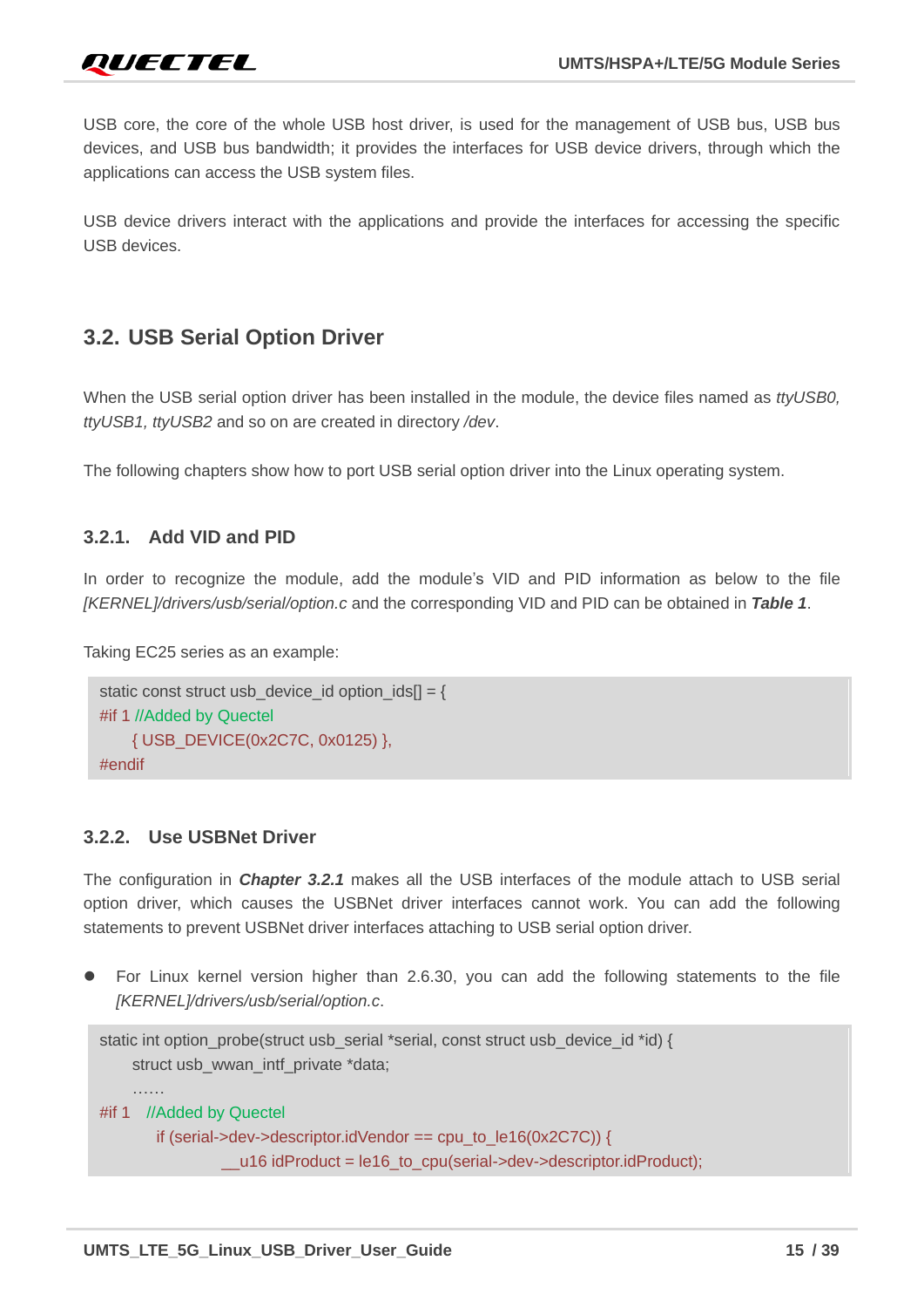USB core, the core of the whole USB host driver, is used for the management of USB bus, USB bus devices, and USB bus bandwidth; it provides the interfaces for USB device drivers, through which the applications can access the USB system files.

USB device drivers interact with the applications and provide the interfaces for accessing the specific USB devices.

## 3.2. USB Serial Option Driver

When the USB serial option driver has been installed in the module, the device files named as *ttyUSB0, ttyUSB1, ttyUSB2* and so on are created in directory */dev*.

The following chapters show how to port USB serial option driver into the Linux operating system.

### 3.2.1. Add VID and PID

In order to recognize the module, add the module's VID and PID information as below to the file *[KERNEL]/drivers/usb/serial/option.c* and the corresponding VID and PID can be obtained in ***Table 1***.

Taking EC25 series as an example:

```
static const struct usb_device_id option_ids[] = {
#if 1 //Added by Quectel
      { USB_DEVICE(0x2C7C, 0x0125) },
#endif
```

### 3.2.2. Use USBNet Driver

The configuration in ***Chapter 3.2.1*** makes all the USB interfaces of the module attach to USB serial option driver, which causes the USBNet driver interfaces cannot work. You can add the following statements to prevent USBNet driver interfaces attaching to USB serial option driver.

- For Linux kernel version higher than 2.6.30, you can add the following statements to the file *[KERNEL]/drivers/usb/serial/option.c*.

```
static int option_probe(struct usb_serial *serial, const struct usb_device_id *id) {
      struct usb_wwan_intf_private *data;
      ……
#if 1   //Added by Quectel
          if (serial->dev->descriptor.idVendor == cpu_to_le16(0x2C7C)) {
                      __u16 idProduct = le16_to_cpu(serial->dev->descriptor.idProduct);
```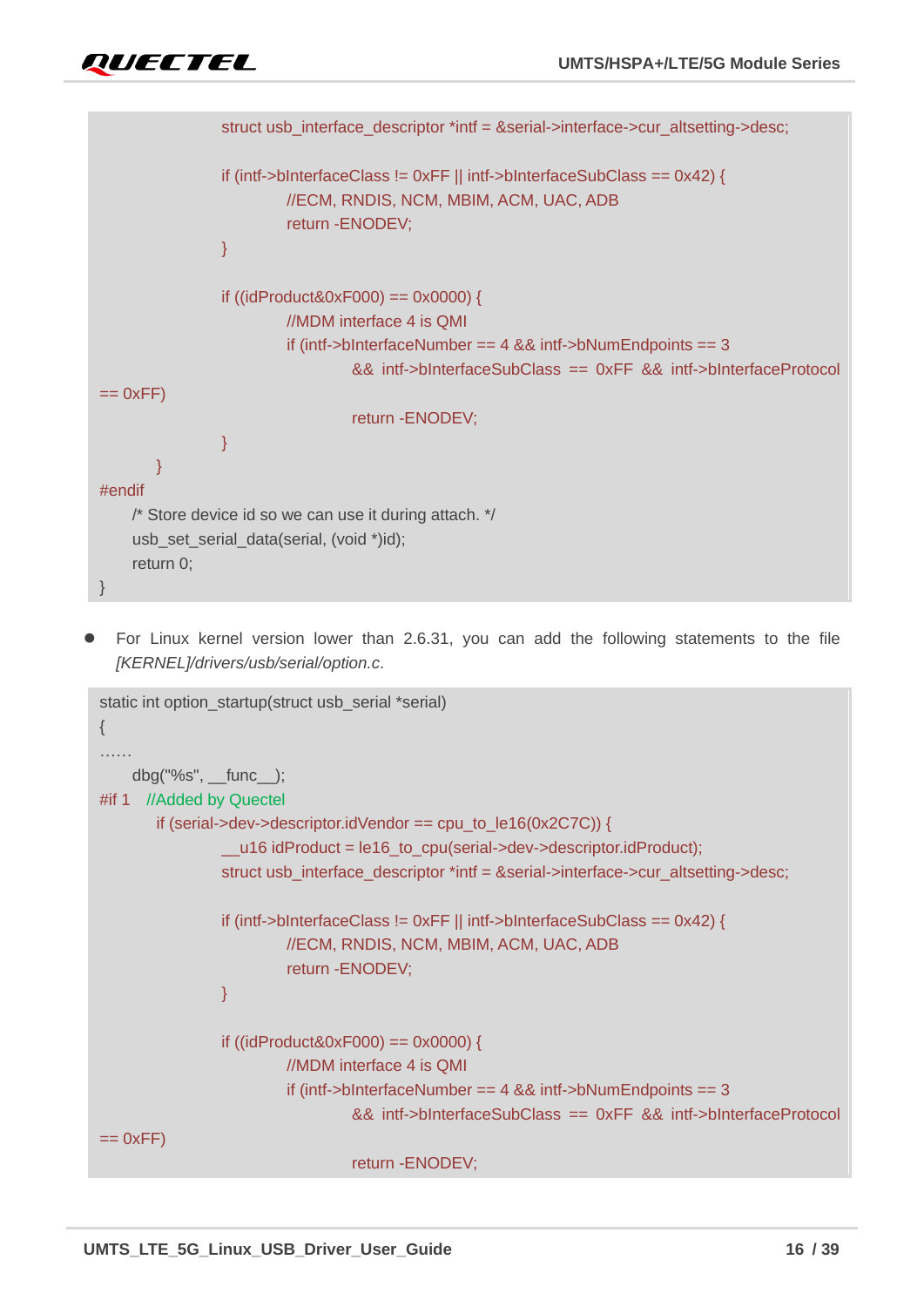```
			struct usb_interface_descriptor *intf = &serial->interface->cur_altsetting->desc;

			if (intf->bInterfaceClass != 0xFF || intf->bInterfaceSubClass == 0x42) {
				//ECM, RNDIS, NCM, MBIM, ACM, UAC, ADB
				return -ENODEV;
			}

			if ((idProduct&0xF000) == 0x0000) {
				//MDM interface 4 is QMI
				if (intf->bInterfaceNumber == 4 && intf->bNumEndpoints == 3
					&& intf->bInterfaceSubClass == 0xFF && intf->bInterfaceProtocol
== 0xFF)
					return -ENODEV;
			}
		}
#endif
	/* Store device id so we can use it during attach. */
	usb_set_serial_data(serial, (void *)id);
	return 0;
}
```

- For Linux kernel version lower than 2.6.31, you can add the following statements to the file *[KERNEL]/drivers/usb/serial/option.c*.

```
static int option_startup(struct usb_serial *serial)
{
……
	dbg("%s", __func__);
#if 1	//Added by Quectel
		if (serial->dev->descriptor.idVendor == cpu_to_le16(0x2C7C)) {
			__u16 idProduct = le16_to_cpu(serial->dev->descriptor.idProduct);
			struct usb_interface_descriptor *intf = &serial->interface->cur_altsetting->desc;

			if (intf->bInterfaceClass != 0xFF || intf->bInterfaceSubClass == 0x42) {
				//ECM, RNDIS, NCM, MBIM, ACM, UAC, ADB
				return -ENODEV;
			}

			if ((idProduct&0xF000) == 0x0000) {
				//MDM interface 4 is QMI
				if (intf->bInterfaceNumber == 4 && intf->bNumEndpoints == 3
					&& intf->bInterfaceSubClass == 0xFF && intf->bInterfaceProtocol
== 0xFF)
					return -ENODEV;
```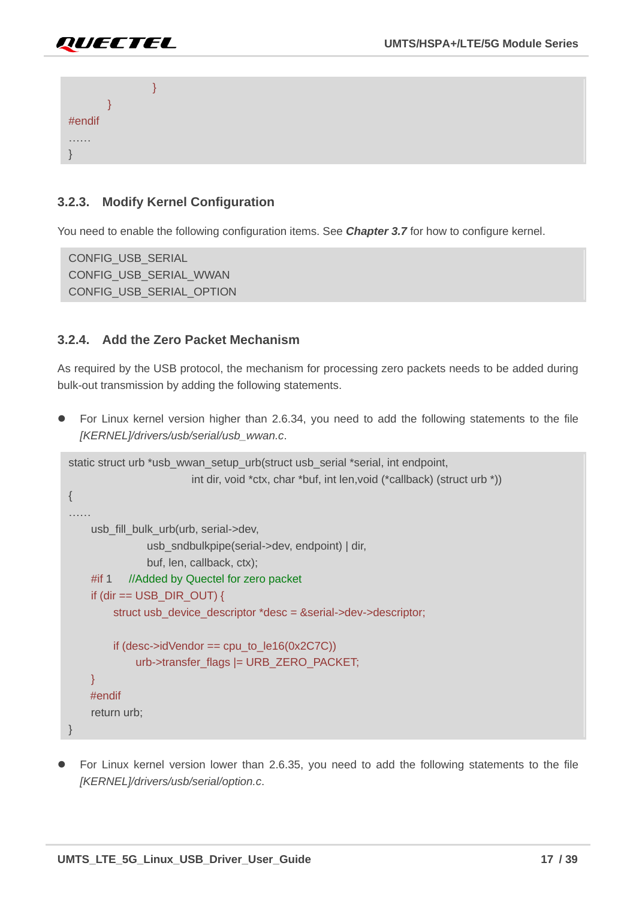```
                    }
          }
#endif
……
}
```

### 3.2.3. Modify Kernel Configuration

You need to enable the following configuration items. See ***Chapter 3.7*** for how to configure kernel.

```
CONFIG_USB_SERIAL
CONFIG_USB_SERIAL_WWAN
CONFIG_USB_SERIAL_OPTION
```

### 3.2.4. Add the Zero Packet Mechanism

As required by the USB protocol, the mechanism for processing zero packets needs to be added during bulk-out transmission by adding the following statements.

- For Linux kernel version higher than 2.6.34, you need to add the following statements to the file *[KERNEL]/drivers/usb/serial/usb_wwan.c*.

```
static struct urb *usb_wwan_setup_urb(struct usb_serial *serial, int endpoint,
                              int dir, void *ctx, char *buf, int len,void (*callback) (struct urb *))
{
……
     usb_fill_bulk_urb(urb, serial->dev,
                 usb_sndbulkpipe(serial->dev, endpoint) | dir,
                 buf, len, callback, ctx);
     #if 1     //Added by Quectel for zero packet
     if (dir == USB_DIR_OUT) {
          struct usb_device_descriptor *desc = &serial->dev->descriptor;

          if (desc->idVendor == cpu_to_le16(0x2C7C))
               urb->transfer_flags |= URB_ZERO_PACKET;
     }
     #endif
     return urb;
}
```

- For Linux kernel version lower than 2.6.35, you need to add the following statements to the file *[KERNEL]/drivers/usb/serial/option.c*.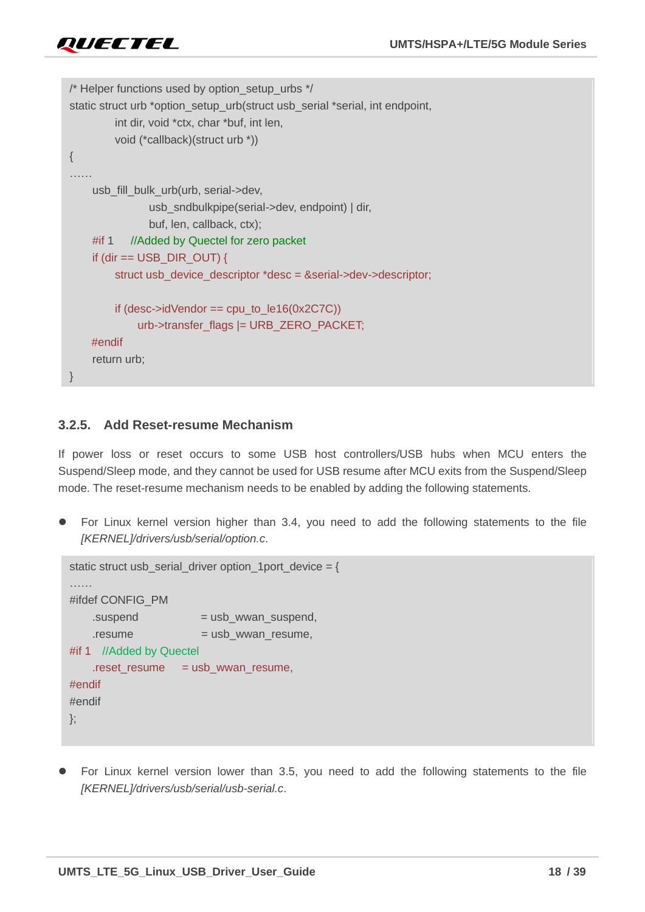```
/* Helper functions used by option_setup_urbs */
static struct urb *option_setup_urb(struct usb_serial *serial, int endpoint,
            int dir, void *ctx, char *buf, int len,
            void (*callback)(struct urb *))
{
……
      usb_fill_bulk_urb(urb, serial->dev,
                  usb_sndbulkpipe(serial->dev, endpoint) | dir,
                  buf, len, callback, ctx);
      #if 1     //Added by Quectel for zero packet
      if (dir == USB_DIR_OUT) {
            struct usb_device_descriptor *desc = &serial->dev->descriptor;

            if (desc->idVendor == cpu_to_le16(0x2C7C))
                  urb->transfer_flags |= URB_ZERO_PACKET;
      #endif
      return urb;
}
```

### 3.2.5. Add Reset-resume Mechanism

If power loss or reset occurs to some USB host controllers/USB hubs when MCU enters the Suspend/Sleep mode, and they cannot be used for USB resume after MCU exits from the Suspend/Sleep mode. The reset-resume mechanism needs to be enabled by adding the following statements.

- For Linux kernel version higher than 3.4, you need to add the following statements to the file *[KERNEL]/drivers/usb/serial/option.c*.

```
static struct usb_serial_driver option_1port_device = {
……
#ifdef CONFIG_PM
      .suspend              = usb_wwan_suspend,
      .resume               = usb_wwan_resume,
#if 1   //Added by Quectel
      .reset_resume      = usb_wwan_resume,
#endif
#endif
};
```

- For Linux kernel version lower than 3.5, you need to add the following statements to the file *[KERNEL]/drivers/usb/serial/usb-serial.c*.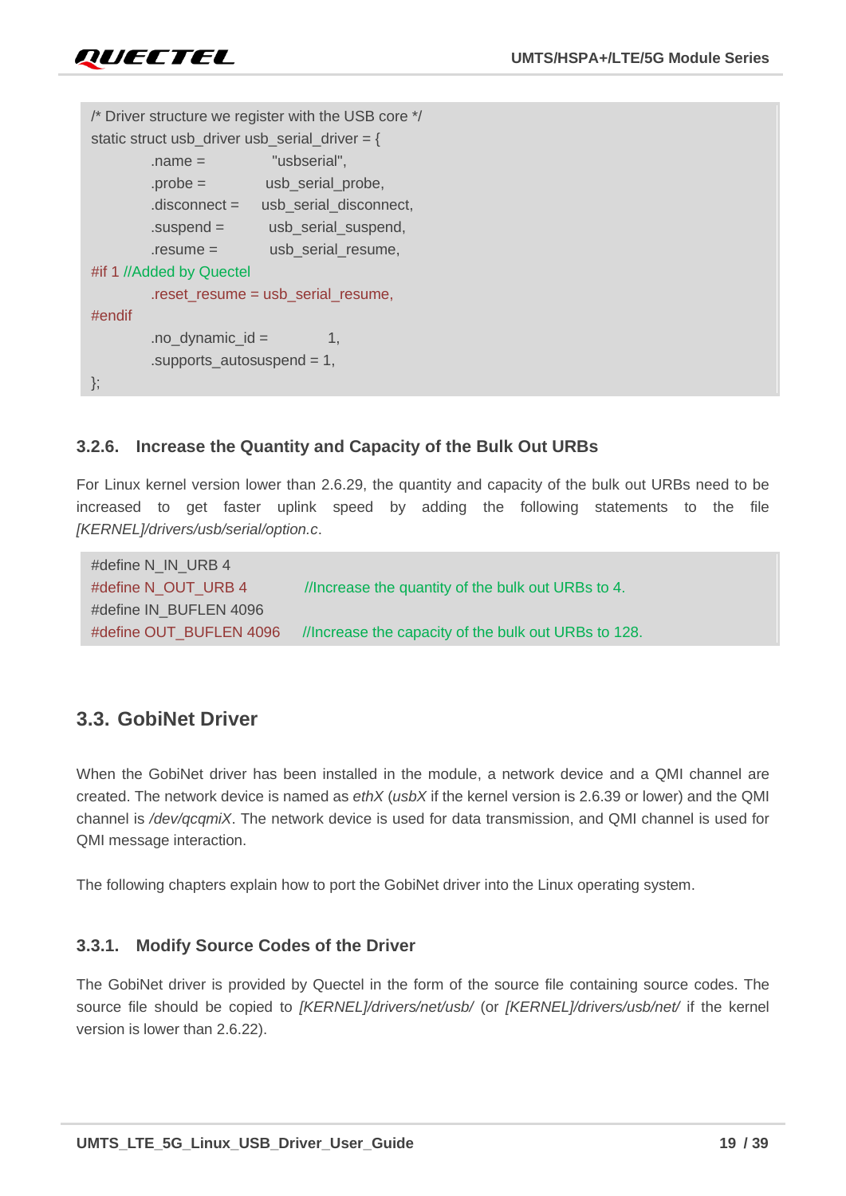```
/* Driver structure we register with the USB core */
static struct usb_driver usb_serial_driver = {
        .name =             "usbserial",
        .probe =            usb_serial_probe,
        .disconnect =       usb_serial_disconnect,
        .suspend =          usb_serial_suspend,
        .resume =           usb_serial_resume,
#if 1 //Added by Quectel
        .reset_resume = usb_serial_resume,
#endif
        .no_dynamic_id =            1,
        .supports_autosuspend = 1,
};
```

### 3.2.6. Increase the Quantity and Capacity of the Bulk Out URBs

For Linux kernel version lower than 2.6.29, the quantity and capacity of the bulk out URBs need to be increased to get faster uplink speed by adding the following statements to the file *[KERNEL]/drivers/usb/serial/option.c*.

```
#define N_IN_URB 4
#define N_OUT_URB 4         //Increase the quantity of the bulk out URBs to 4.
#define IN_BUFLEN 4096
#define OUT_BUFLEN 4096     //Increase the capacity of the bulk out URBs to 128.
```

## 3.3. GobiNet Driver

When the GobiNet driver has been installed in the module, a network device and a QMI channel are created. The network device is named as *ethX* (*usbX* if the kernel version is 2.6.39 or lower) and the QMI channel is */dev/qcqmiX*. The network device is used for data transmission, and QMI channel is used for QMI message interaction.

The following chapters explain how to port the GobiNet driver into the Linux operating system.

### 3.3.1. Modify Source Codes of the Driver

The GobiNet driver is provided by Quectel in the form of the source file containing source codes. The source file should be copied to *[KERNEL]/drivers/net/usb/* (or *[KERNEL]/drivers/usb/net/* if the kernel version is lower than 2.6.22).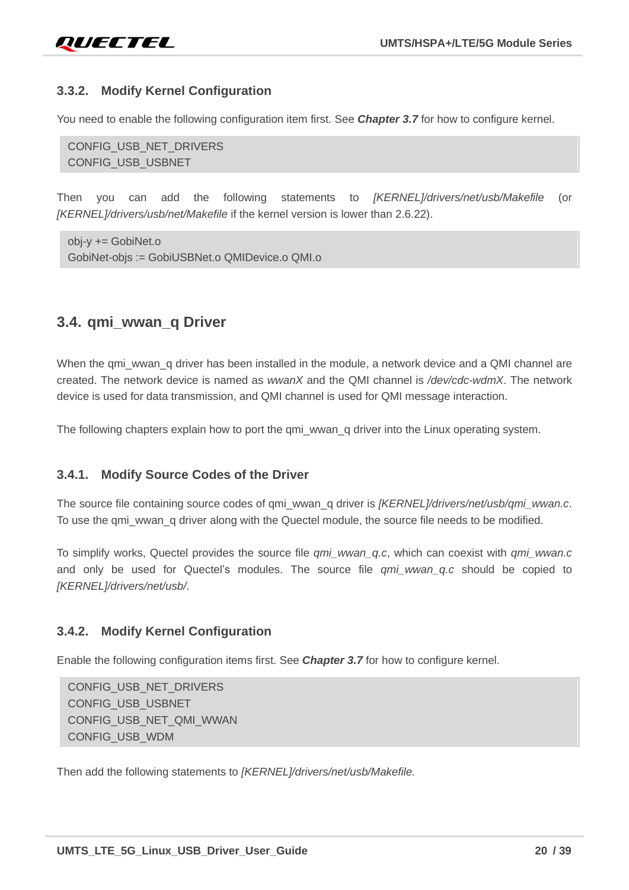### 3.3.2. Modify Kernel Configuration

You need to enable the following configuration item first. See ***Chapter 3.7*** for how to configure kernel.

```
CONFIG_USB_NET_DRIVERS
CONFIG_USB_USBNET
```

Then you can add the following statements to *[KERNEL]/drivers/net/usb/Makefile* (or *[KERNEL]/drivers/usb/net/Makefile* if the kernel version is lower than 2.6.22).

```
obj-y += GobiNet.o
GobiNet-objs := GobiUSBNet.o QMIDevice.o QMI.o
```

## 3.4. qmi_wwan_q Driver

When the qmi_wwan_q driver has been installed in the module, a network device and a QMI channel are created. The network device is named as *wwanX* and the QMI channel is */dev/cdc-wdmX*. The network device is used for data transmission, and QMI channel is used for QMI message interaction.

The following chapters explain how to port the qmi_wwan_q driver into the Linux operating system.

### 3.4.1. Modify Source Codes of the Driver

The source file containing source codes of qmi_wwan_q driver is *[KERNEL]/drivers/net/usb/qmi_wwan.c*. To use the qmi_wwan_q driver along with the Quectel module, the source file needs to be modified.

To simplify works, Quectel provides the source file *qmi_wwan_q.c*, which can coexist with *qmi_wwan.c* and only be used for Quectel's modules. The source file *qmi_wwan_q.c* should be copied to *[KERNEL]/drivers/net/usb/*.

### 3.4.2. Modify Kernel Configuration

Enable the following configuration items first. See ***Chapter 3.7*** for how to configure kernel.

```
CONFIG_USB_NET_DRIVERS
CONFIG_USB_USBNET
CONFIG_USB_NET_QMI_WWAN
CONFIG_USB_WDM
```

Then add the following statements to *[KERNEL]/drivers/net/usb/Makefile.*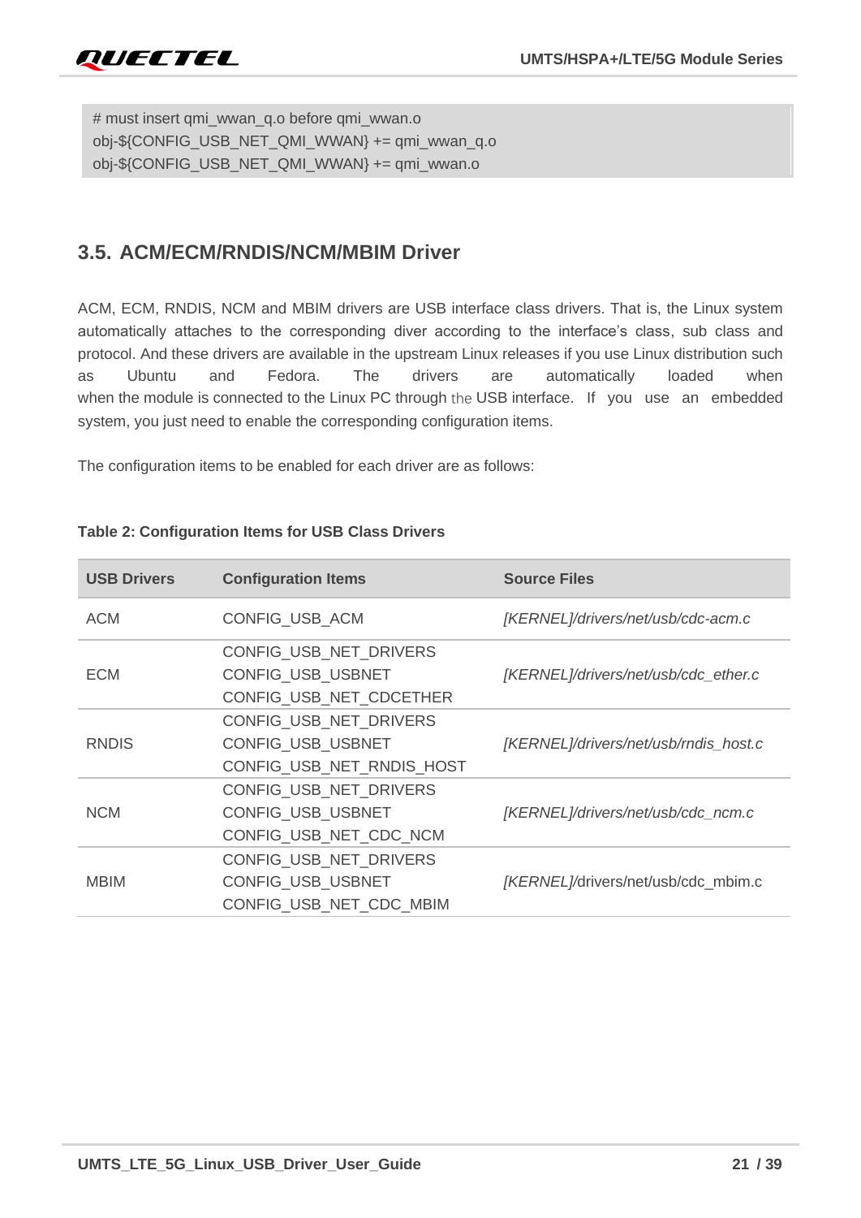```
# must insert qmi_wwan_q.o before qmi_wwan.o
obj-${CONFIG_USB_NET_QMI_WWAN} += qmi_wwan_q.o
obj-${CONFIG_USB_NET_QMI_WWAN} += qmi_wwan.o
```

## 3.5. ACM/ECM/RNDIS/NCM/MBIM Driver

ACM, ECM, RNDIS, NCM and MBIM drivers are USB interface class drivers. That is, the Linux system automatically attaches to the corresponding diver according to the interface's class, sub class and protocol. And these drivers are available in the upstream Linux releases if you use Linux distribution such as Ubuntu and Fedora. The drivers are automatically loaded when when the module is connected to the Linux PC through the USB interface. If you use an embedded system, you just need to enable the corresponding configuration items.

The configuration items to be enabled for each driver are as follows:

**Table 2: Configuration Items for USB Class Drivers**

| USB Drivers | Configuration Items | Source Files |
|---|---|---|
| ACM | CONFIG_USB_ACM | *[KERNEL]/drivers/net/usb/cdc-acm.c* |
| ECM | CONFIG_USB_NET_DRIVERS<br>CONFIG_USB_USBNET<br>CONFIG_USB_NET_CDCETHER | *[KERNEL]/drivers/net/usb/cdc_ether.c* |
| RNDIS | CONFIG_USB_NET_DRIVERS<br>CONFIG_USB_USBNET<br>CONFIG_USB_NET_RNDIS_HOST | *[KERNEL]/drivers/net/usb/rndis_host.c* |
| NCM | CONFIG_USB_NET_DRIVERS<br>CONFIG_USB_USBNET<br>CONFIG_USB_NET_CDC_NCM | *[KERNEL]/drivers/net/usb/cdc_ncm.c* |
| MBIM | CONFIG_USB_NET_DRIVERS<br>CONFIG_USB_USBNET<br>CONFIG_USB_NET_CDC_MBIM | *[KERNEL]*/drivers/net/usb/cdc_mbim.c |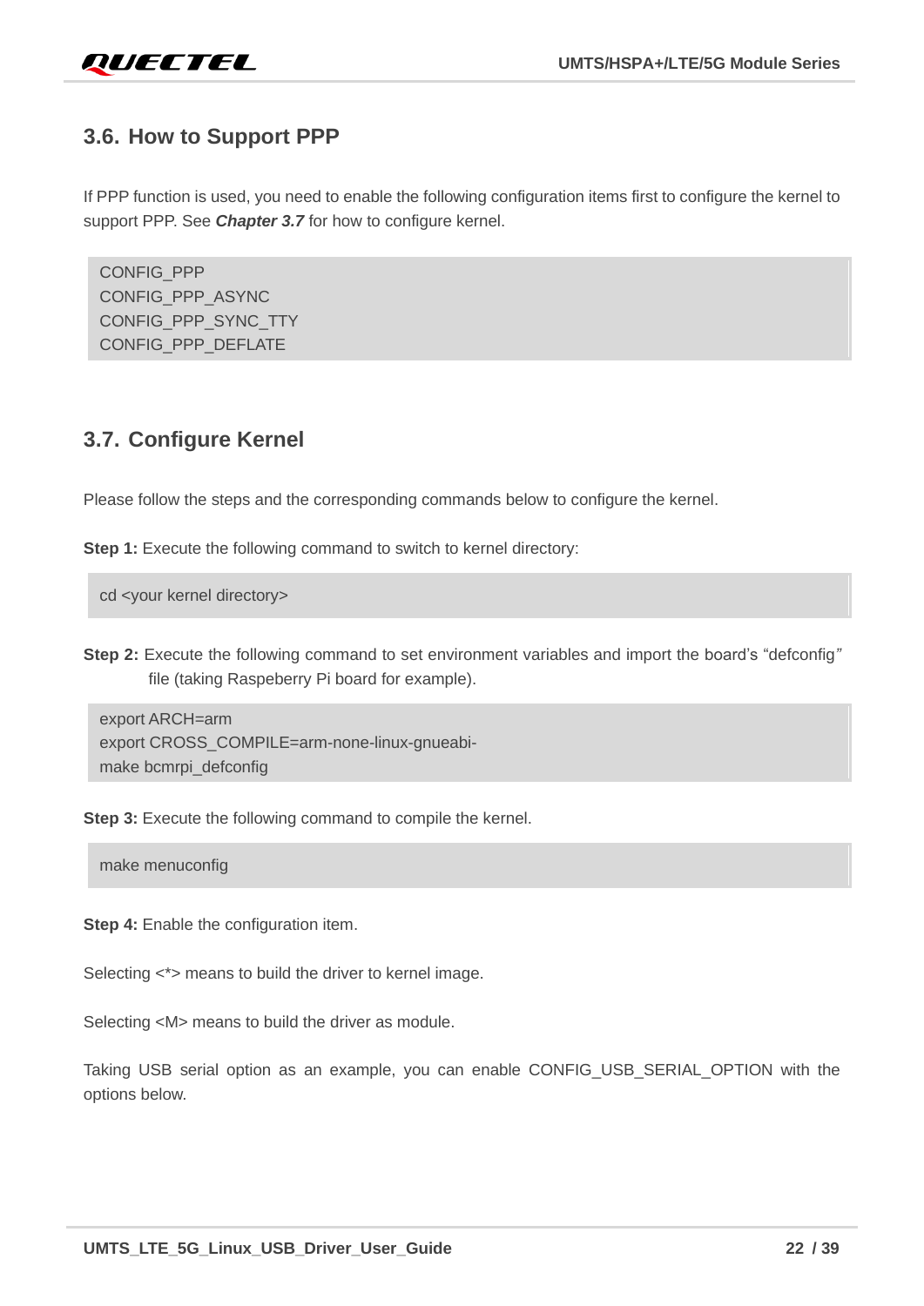## 3.6. How to Support PPP

If PPP function is used, you need to enable the following configuration items first to configure the kernel to support PPP. See ***Chapter 3.7*** for how to configure kernel.

```
CONFIG_PPP
CONFIG_PPP_ASYNC
CONFIG_PPP_SYNC_TTY
CONFIG_PPP_DEFLATE
```

## 3.7. Configure Kernel

Please follow the steps and the corresponding commands below to configure the kernel.

**Step 1:** Execute the following command to switch to kernel directory:

```
cd <your kernel directory>
```

**Step 2:** Execute the following command to set environment variables and import the board's "defconfig" file (taking Raspeberry Pi board for example).

```
export ARCH=arm
export CROSS_COMPILE=arm-none-linux-gnueabi-
make bcmrpi_defconfig
```

**Step 3:** Execute the following command to compile the kernel.

```
make menuconfig
```

**Step 4:** Enable the configuration item.

Selecting <*> means to build the driver to kernel image.

Selecting <M> means to build the driver as module.

Taking USB serial option as an example, you can enable CONFIG_USB_SERIAL_OPTION with the options below.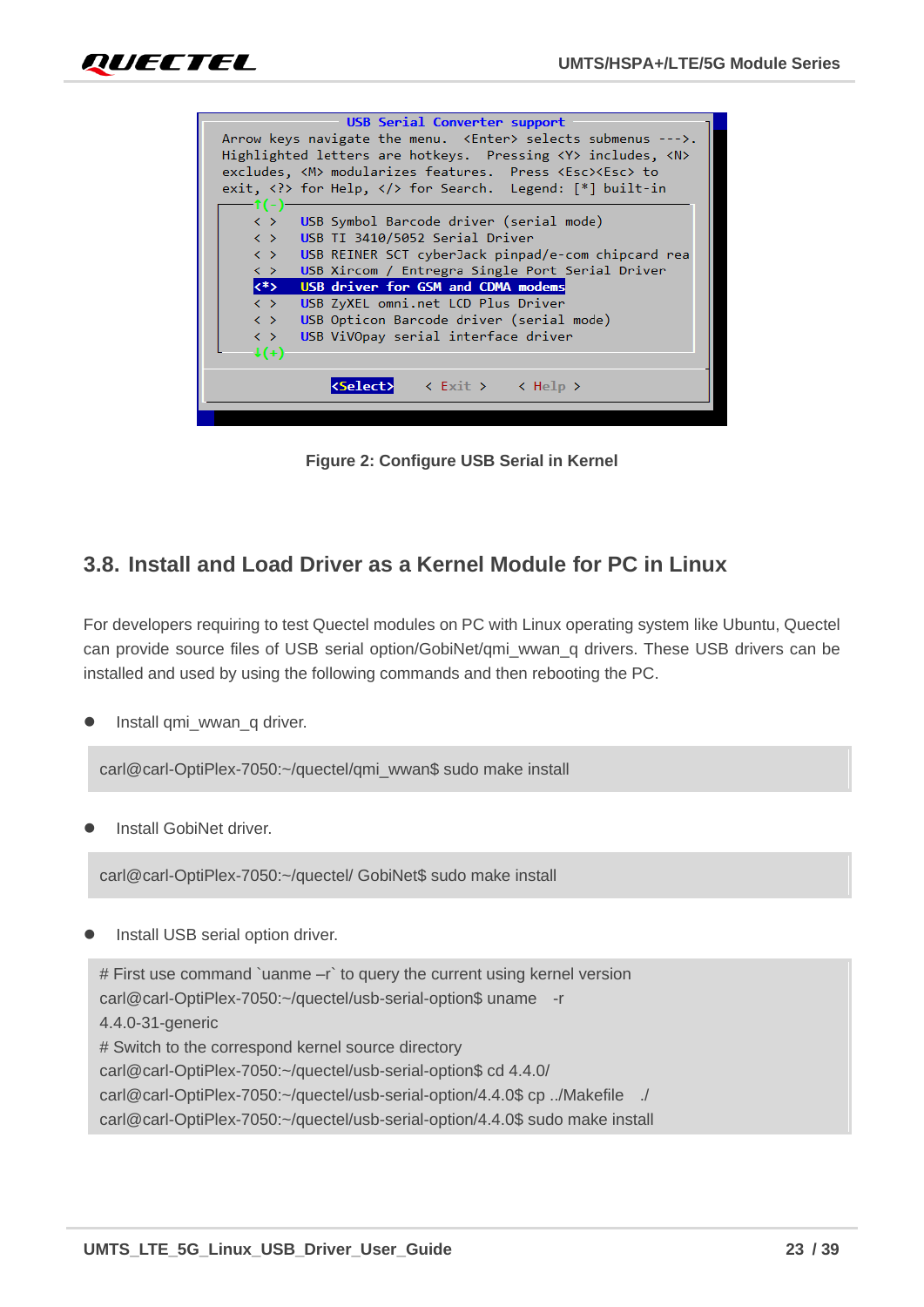```
USB Serial Converter support
Arrow keys navigate the menu.  <Enter> selects submenus --->.
Highlighted letters are hotkeys.  Pressing <Y> includes, <N>
excludes, <M> modularizes features.  Press <Esc><Esc> to
exit, <?> for Help, </> for Search.  Legend: [*] built-in

    ↑(-)
    < >   USB Symbol Barcode driver (serial mode)
    < >   USB TI 3410/5052 Serial Driver
    < >   USB REINER SCT cyberJack pinpad/e-com chipcard rea
    < >   USB Xircom / Entregra Single Port Serial Driver
    <*>   USB driver for GSM and CDMA modems
    < >   USB ZyXEL omni.net LCD Plus Driver
    < >   USB Opticon Barcode driver (serial mode)
    < >   USB ViVOpay serial interface driver
    ↓(+)

          <Select>    < Exit >    < Help >
```

Figure 2: Configure USB Serial in Kernel

## 3.8. Install and Load Driver as a Kernel Module for PC in Linux

For developers requiring to test Quectel modules on PC with Linux operating system like Ubuntu, Quectel can provide source files of USB serial option/GobiNet/qmi_wwan_q drivers. These USB drivers can be installed and used by using the following commands and then rebooting the PC.

- Install qmi_wwan_q driver.

```
carl@carl-OptiPlex-7050:~/quectel/qmi_wwan$ sudo make install
```

- Install GobiNet driver.

```
carl@carl-OptiPlex-7050:~/quectel/ GobiNet$ sudo make install
```

- Install USB serial option driver.

```
# First use command `uanme –r` to query the current using kernel version
carl@carl-OptiPlex-7050:~/quectel/usb-serial-option$ uname   -r
4.4.0-31-generic
# Switch to the correspond kernel source directory
carl@carl-OptiPlex-7050:~/quectel/usb-serial-option$ cd 4.4.0/
carl@carl-OptiPlex-7050:~/quectel/usb-serial-option/4.4.0$ cp ../Makefile   ./
carl@carl-OptiPlex-7050:~/quectel/usb-serial-option/4.4.0$ sudo make install
```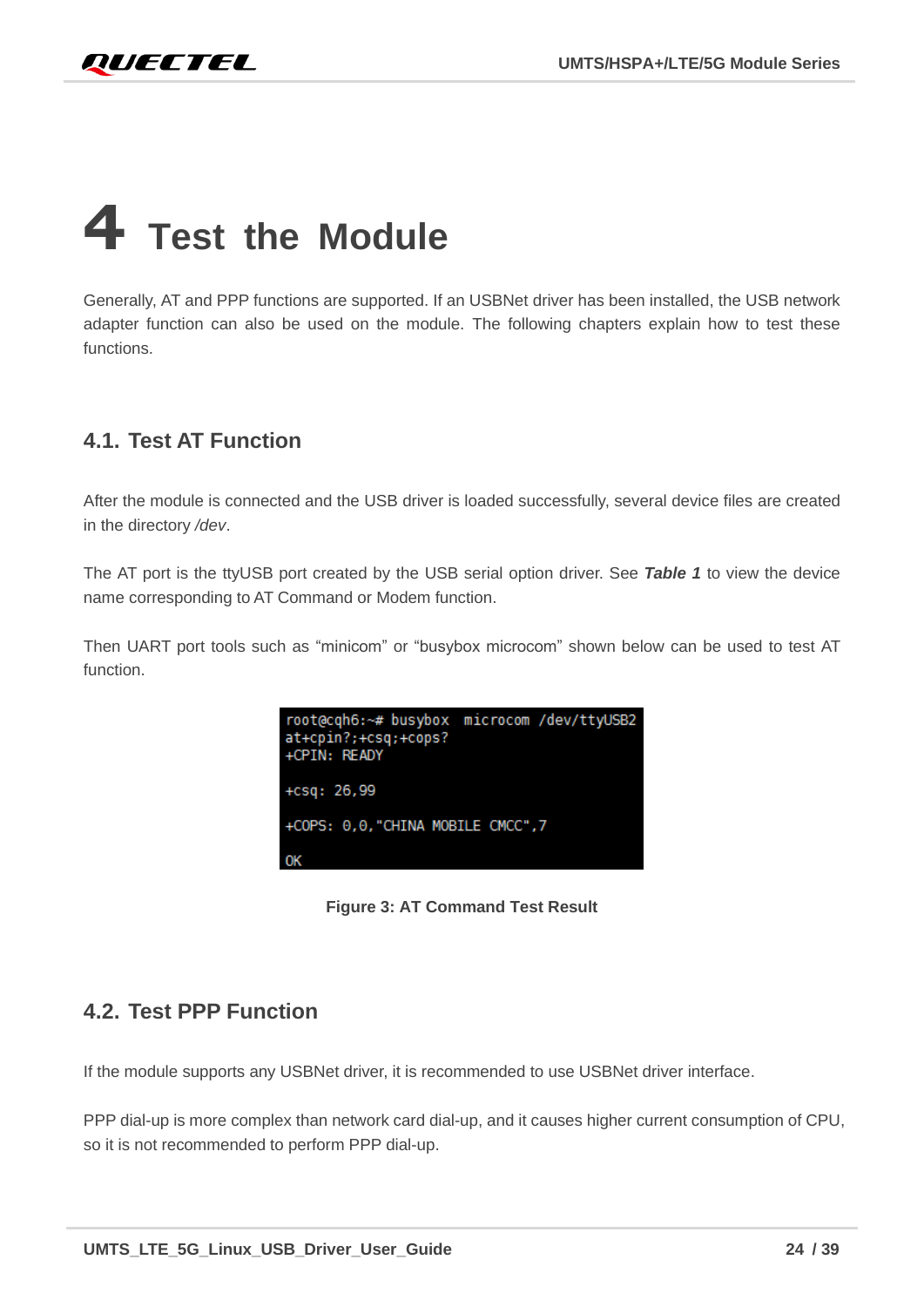# 4 Test the Module

Generally, AT and PPP functions are supported. If an USBNet driver has been installed, the USB network adapter function can also be used on the module. The following chapters explain how to test these functions.

## 4.1. Test AT Function

After the module is connected and the USB driver is loaded successfully, several device files are created in the directory */dev*.

The AT port is the ttyUSB port created by the USB serial option driver. See ***Table 1*** to view the device name corresponding to AT Command or Modem function.

Then UART port tools such as "minicom" or "busybox microcom" shown below can be used to test AT function.

```
root@cqh6:~# busybox  microcom /dev/ttyUSB2
at+cpin?;+csq;+cops?
+CPIN: READY

+csq: 26,99

+COPS: 0,0,"CHINA MOBILE CMCC",7

OK
```

**Figure 3: AT Command Test Result**

## 4.2. Test PPP Function

If the module supports any USBNet driver, it is recommended to use USBNet driver interface.

PPP dial-up is more complex than network card dial-up, and it causes higher current consumption of CPU, so it is not recommended to perform PPP dial-up.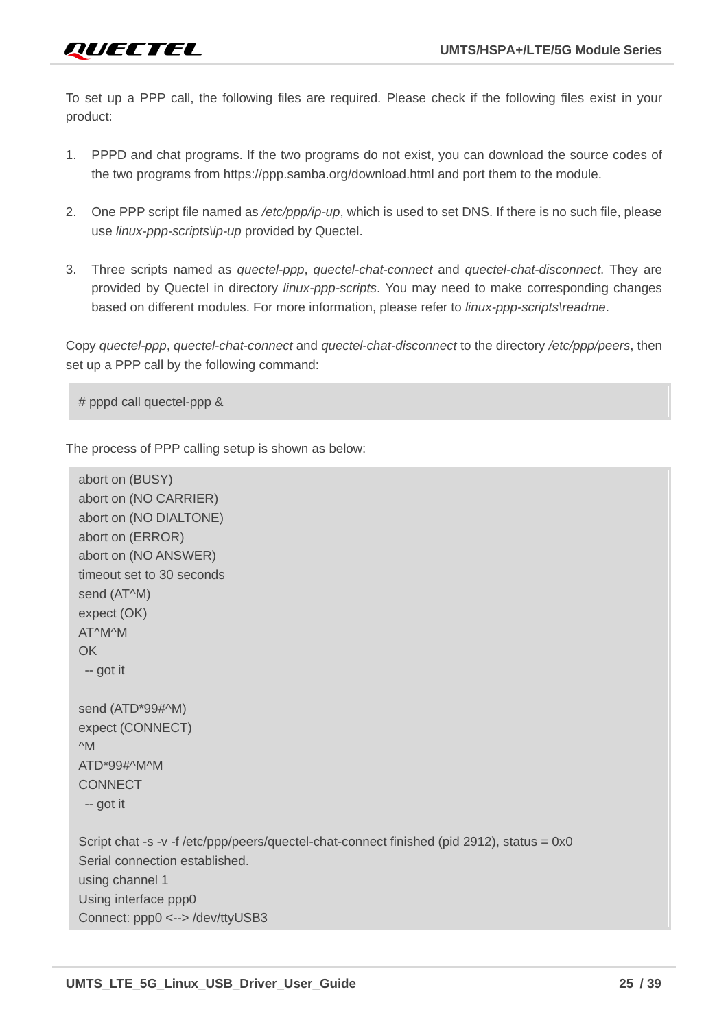To set up a PPP call, the following files are required. Please check if the following files exist in your product:

1. PPPD and chat programs. If the two programs do not exist, you can download the source codes of the two programs from https://ppp.samba.org/download.html and port them to the module.

2. One PPP script file named as */etc/ppp/ip-up*, which is used to set DNS. If there is no such file, please use *linux-ppp-scripts\ip-up* provided by Quectel.

3. Three scripts named as *quectel-ppp*, *quectel-chat-connect* and *quectel-chat-disconnect*. They are provided by Quectel in directory *linux-ppp-scripts*. You may need to make corresponding changes based on different modules. For more information, please refer to *linux-ppp-scripts\readme*.

Copy *quectel-ppp*, *quectel-chat-connect* and *quectel-chat-disconnect* to the directory */etc/ppp/peers*, then set up a PPP call by the following command:

```
# pppd call quectel-ppp &
```

The process of PPP calling setup is shown as below:

```
abort on (BUSY)
abort on (NO CARRIER)
abort on (NO DIALTONE)
abort on (ERROR)
abort on (NO ANSWER)
timeout set to 30 seconds
send (AT^M)
expect (OK)
AT^M^M
OK
 -- got it

send (ATD*99#^M)
expect (CONNECT)
^M
ATD*99#^M^M
CONNECT
 -- got it

Script chat -s -v -f /etc/ppp/peers/quectel-chat-connect finished (pid 2912), status = 0x0
Serial connection established.
using channel 1
Using interface ppp0
Connect: ppp0 <--> /dev/ttyUSB3
```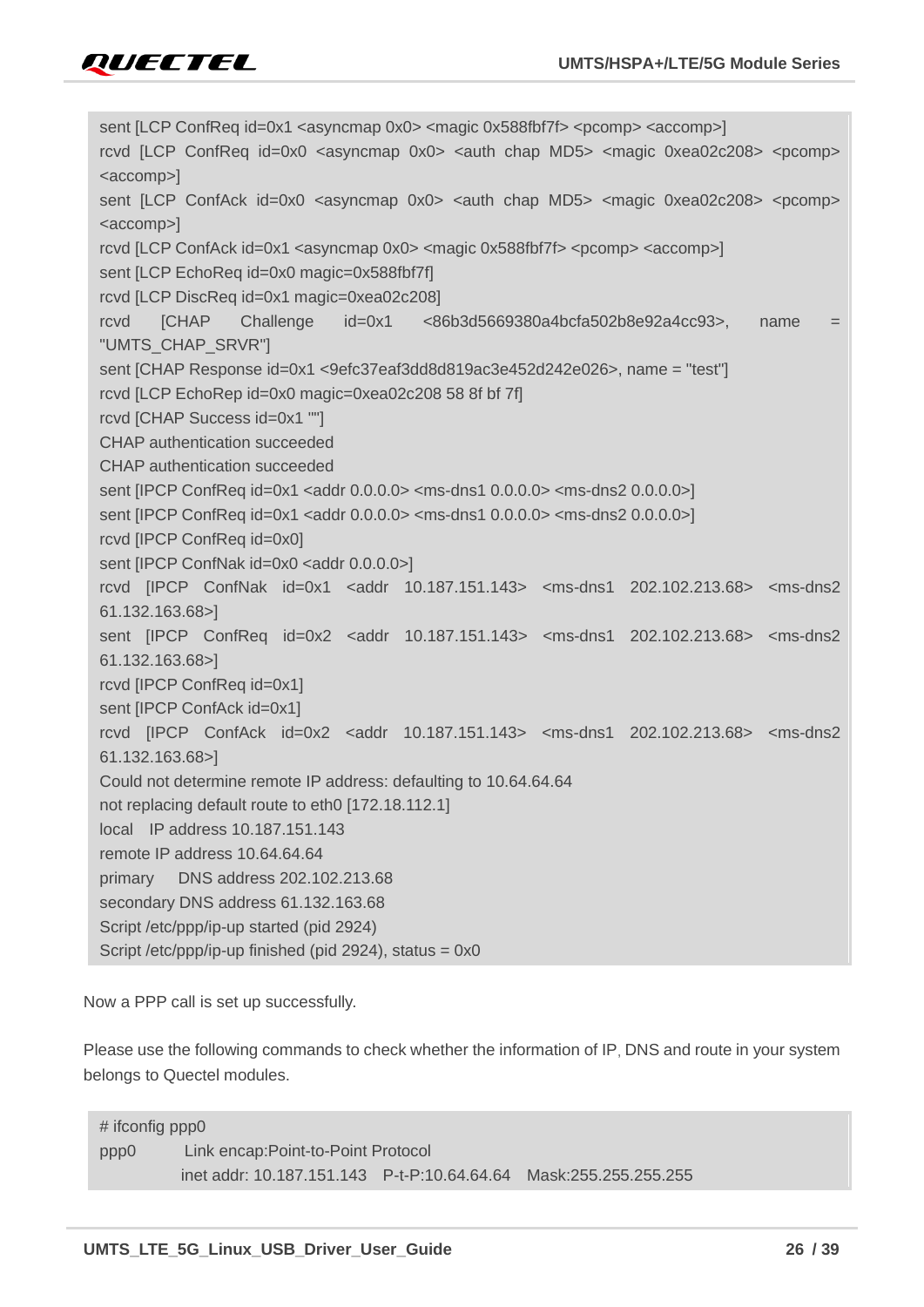```
sent [LCP ConfReq id=0x1 <asyncmap 0x0> <magic 0x588fbf7f> <pcomp> <accomp>]
rcvd [LCP ConfReq id=0x0 <asyncmap 0x0> <auth chap MD5> <magic 0xea02c208> <pcomp> <accomp>]
sent [LCP ConfAck id=0x0 <asyncmap 0x0> <auth chap MD5> <magic 0xea02c208> <pcomp> <accomp>]
rcvd [LCP ConfAck id=0x1 <asyncmap 0x0> <magic 0x588fbf7f> <pcomp> <accomp>]
sent [LCP EchoReq id=0x0 magic=0x588fbf7f]
rcvd [LCP DiscReq id=0x1 magic=0xea02c208]
rcvd [CHAP Challenge id=0x1 <86b3d5669380a4bcfa502b8e92a4cc93>, name = "UMTS_CHAP_SRVR"]
sent [CHAP Response id=0x1 <9efc37eaf3dd8d819ac3e452d242e026>, name = "test"]
rcvd [LCP EchoRep id=0x0 magic=0xea02c208 58 8f bf 7f]
rcvd [CHAP Success id=0x1 ""]
CHAP authentication succeeded
CHAP authentication succeeded
sent [IPCP ConfReq id=0x1 <addr 0.0.0.0> <ms-dns1 0.0.0.0> <ms-dns2 0.0.0.0>]
sent [IPCP ConfReq id=0x1 <addr 0.0.0.0> <ms-dns1 0.0.0.0> <ms-dns2 0.0.0.0>]
rcvd [IPCP ConfReq id=0x0]
sent [IPCP ConfNak id=0x0 <addr 0.0.0.0>]
rcvd [IPCP ConfNak id=0x1 <addr 10.187.151.143> <ms-dns1 202.102.213.68> <ms-dns2 61.132.163.68>]
sent [IPCP ConfReq id=0x2 <addr 10.187.151.143> <ms-dns1 202.102.213.68> <ms-dns2 61.132.163.68>]
rcvd [IPCP ConfReq id=0x1]
sent [IPCP ConfAck id=0x1]
rcvd [IPCP ConfAck id=0x2 <addr 10.187.151.143> <ms-dns1 202.102.213.68> <ms-dns2 61.132.163.68>]
Could not determine remote IP address: defaulting to 10.64.64.64
not replacing default route to eth0 [172.18.112.1]
local  IP address 10.187.151.143
remote IP address 10.64.64.64
primary   DNS address 202.102.213.68
secondary DNS address 61.132.163.68
Script /etc/ppp/ip-up started (pid 2924)
Script /etc/ppp/ip-up finished (pid 2924), status = 0x0
```

Now a PPP call is set up successfully.

Please use the following commands to check whether the information of IP, DNS and route in your system belongs to Quectel modules.

```
# ifconfig ppp0
ppp0      Link encap:Point-to-Point Protocol
          inet addr: 10.187.151.143   P-t-P:10.64.64.64   Mask:255.255.255.255
```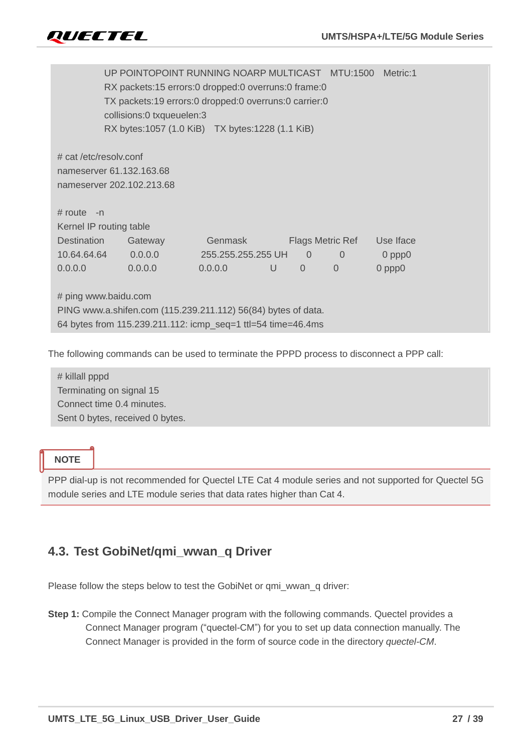```
        UP POINTOPOINT RUNNING NOARP MULTICAST   MTU:1500   Metric:1
        RX packets:15 errors:0 dropped:0 overruns:0 frame:0
        TX packets:19 errors:0 dropped:0 overruns:0 carrier:0
        collisions:0 txqueuelen:3
        RX bytes:1057 (1.0 KiB)   TX bytes:1228 (1.1 KiB)

# cat /etc/resolv.conf
nameserver 61.132.163.68
nameserver 202.102.213.68

# route   -n
Kernel IP routing table
Destination     Gateway         Genmask         Flags Metric Ref    Use Iface
10.64.64.64     0.0.0.0         255.255.255.255 UH    0      0        0 ppp0
0.0.0.0         0.0.0.0         0.0.0.0         U     0      0        0 ppp0

# ping www.baidu.com
PING www.a.shifen.com (115.239.211.112) 56(84) bytes of data.
64 bytes from 115.239.211.112: icmp_seq=1 ttl=54 time=46.4ms
```

The following commands can be used to terminate the PPPD process to disconnect a PPP call:

```
# killall pppd
Terminating on signal 15
Connect time 0.4 minutes.
Sent 0 bytes, received 0 bytes.
```

**NOTE**

PPP dial-up is not recommended for Quectel LTE Cat 4 module series and not supported for Quectel 5G module series and LTE module series that data rates higher than Cat 4.

## 4.3. Test GobiNet/qmi_wwan_q Driver

Please follow the steps below to test the GobiNet or qmi_wwan_q driver:

**Step 1:** Compile the Connect Manager program with the following commands. Quectel provides a Connect Manager program ("quectel-CM") for you to set up data connection manually. The Connect Manager is provided in the form of source code in the directory *quectel-CM*.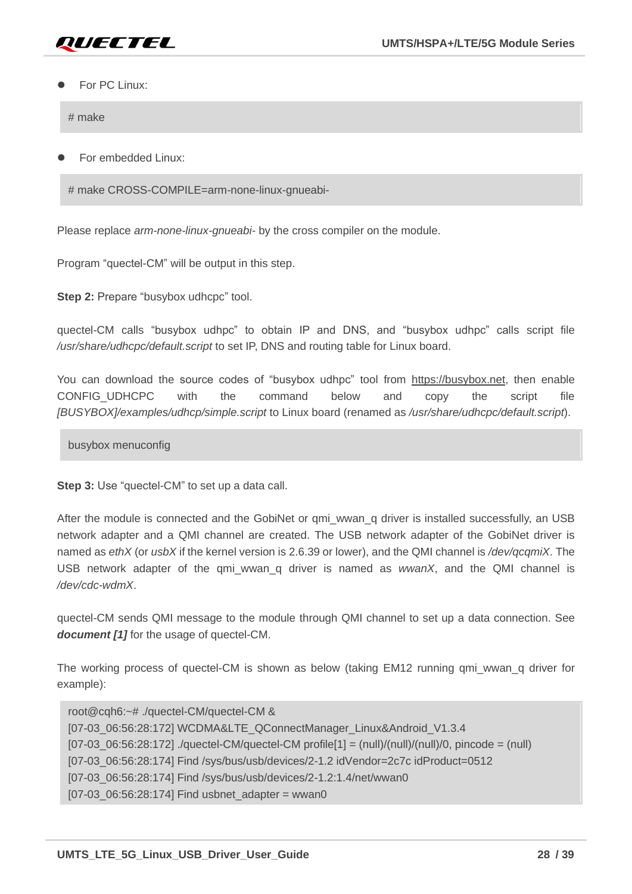- For PC Linux:

```
# make
```

- For embedded Linux:

```
# make CROSS-COMPILE=arm-none-linux-gnueabi-
```

Please replace *arm-none-linux-gnueabi-* by the cross compiler on the module.

Program "quectel-CM" will be output in this step.

**Step 2:** Prepare "busybox udhcpc" tool.

quectel-CM calls "busybox udhpc" to obtain IP and DNS, and "busybox udhpc" calls script file */usr/share/udhcpc/default.script* to set IP, DNS and routing table for Linux board.

You can download the source codes of "busybox udhpc" tool from https://busybox.net, then enable CONFIG_UDHCPC with the command below and copy the script file *[BUSYBOX]/examples/udhcp/simple.script* to Linux board (renamed as */usr/share/udhcpc/default.script*).

```
busybox menuconfig
```

**Step 3:** Use "quectel-CM" to set up a data call.

After the module is connected and the GobiNet or qmi_wwan_q driver is installed successfully, an USB network adapter and a QMI channel are created. The USB network adapter of the GobiNet driver is named as *ethX* (or *usbX* if the kernel version is 2.6.39 or lower), and the QMI channel is */dev/qcqmiX*. The USB network adapter of the qmi_wwan_q driver is named as *wwanX*, and the QMI channel is */dev/cdc-wdmX*.

quectel-CM sends QMI message to the module through QMI channel to set up a data connection. See ***document [1]*** for the usage of quectel-CM.

The working process of quectel-CM is shown as below (taking EM12 running qmi_wwan_q driver for example):

```
root@cqh6:~# ./quectel-CM/quectel-CM &
[07-03_06:56:28:172] WCDMA&LTE_QConnectManager_Linux&Android_V1.3.4
[07-03_06:56:28:172] ./quectel-CM/quectel-CM profile[1] = (null)/(null)/(null)/0, pincode = (null)
[07-03_06:56:28:174] Find /sys/bus/usb/devices/2-1.2 idVendor=2c7c idProduct=0512
[07-03_06:56:28:174] Find /sys/bus/usb/devices/2-1.2:1.4/net/wwan0
[07-03_06:56:28:174] Find usbnet_adapter = wwan0
```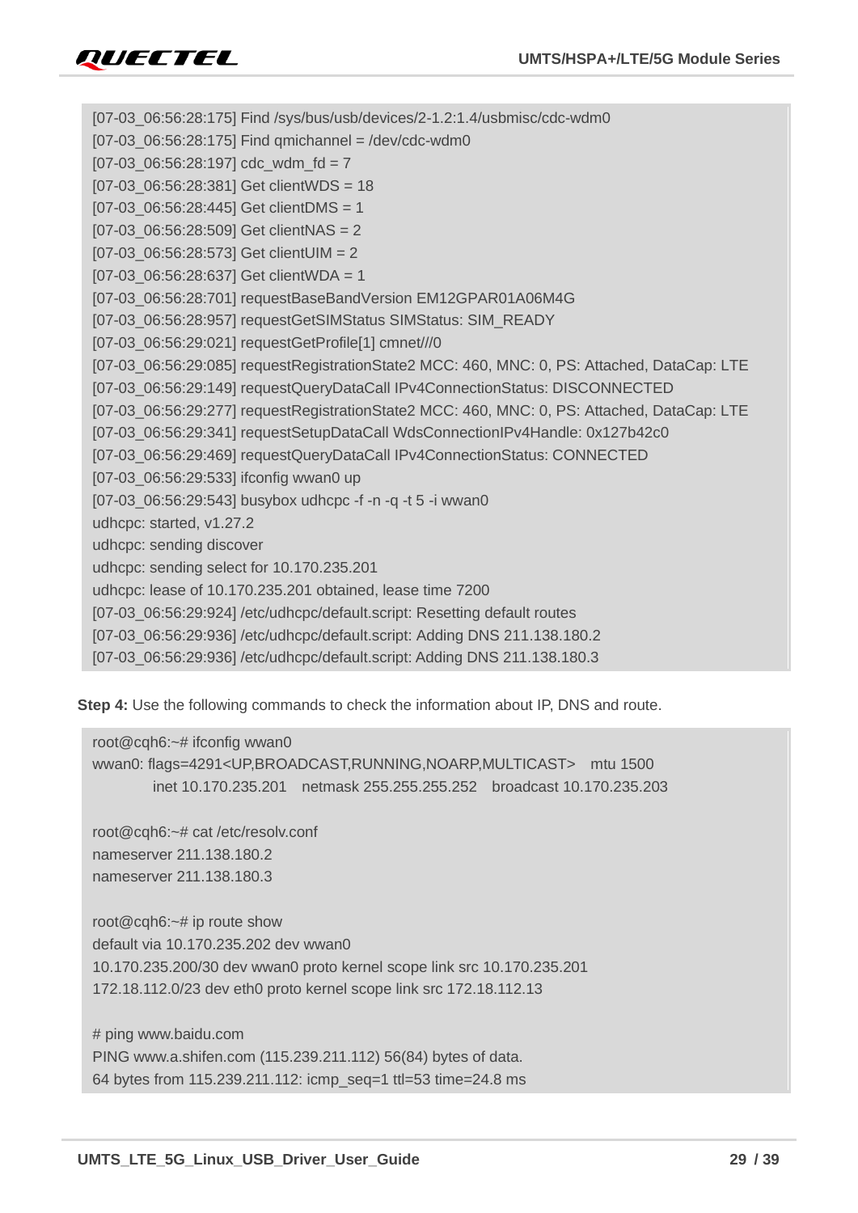```
[07-03_06:56:28:175] Find /sys/bus/usb/devices/2-1.2:1.4/usbmisc/cdc-wdm0
[07-03_06:56:28:175] Find qmichannel = /dev/cdc-wdm0
[07-03_06:56:28:197] cdc_wdm_fd = 7
[07-03_06:56:28:381] Get clientWDS = 18
[07-03_06:56:28:445] Get clientDMS = 1
[07-03_06:56:28:509] Get clientNAS = 2
[07-03_06:56:28:573] Get clientUIM = 2
[07-03_06:56:28:637] Get clientWDA = 1
[07-03_06:56:28:701] requestBaseBandVersion EM12GPAR01A06M4G
[07-03_06:56:28:957] requestGetSIMStatus SIMStatus: SIM_READY
[07-03_06:56:29:021] requestGetProfile[1] cmnet///0
[07-03_06:56:29:085] requestRegistrationState2 MCC: 460, MNC: 0, PS: Attached, DataCap: LTE
[07-03_06:56:29:149] requestQueryDataCall IPv4ConnectionStatus: DISCONNECTED
[07-03_06:56:29:277] requestRegistrationState2 MCC: 460, MNC: 0, PS: Attached, DataCap: LTE
[07-03_06:56:29:341] requestSetupDataCall WdsConnectionIPv4Handle: 0x127b42c0
[07-03_06:56:29:469] requestQueryDataCall IPv4ConnectionStatus: CONNECTED
[07-03_06:56:29:533] ifconfig wwan0 up
[07-03_06:56:29:543] busybox udhcpc -f -n -q -t 5 -i wwan0
udhcpc: started, v1.27.2
udhcpc: sending discover
udhcpc: sending select for 10.170.235.201
udhcpc: lease of 10.170.235.201 obtained, lease time 7200
[07-03_06:56:29:924] /etc/udhcpc/default.script: Resetting default routes
[07-03_06:56:29:936] /etc/udhcpc/default.script: Adding DNS 211.138.180.2
[07-03_06:56:29:936] /etc/udhcpc/default.script: Adding DNS 211.138.180.3
```

**Step 4:** Use the following commands to check the information about IP, DNS and route.

```
root@cqh6:~# ifconfig wwan0
wwan0: flags=4291<UP,BROADCAST,RUNNING,NOARP,MULTICAST>   mtu 1500
        inet 10.170.235.201   netmask 255.255.255.252   broadcast 10.170.235.203

root@cqh6:~# cat /etc/resolv.conf
nameserver 211.138.180.2
nameserver 211.138.180.3

root@cqh6:~# ip route show
default via 10.170.235.202 dev wwan0
10.170.235.200/30 dev wwan0 proto kernel scope link src 10.170.235.201
172.18.112.0/23 dev eth0 proto kernel scope link src 172.18.112.13

# ping www.baidu.com
PING www.a.shifen.com (115.239.211.112) 56(84) bytes of data.
64 bytes from 115.239.211.112: icmp_seq=1 ttl=53 time=24.8 ms
```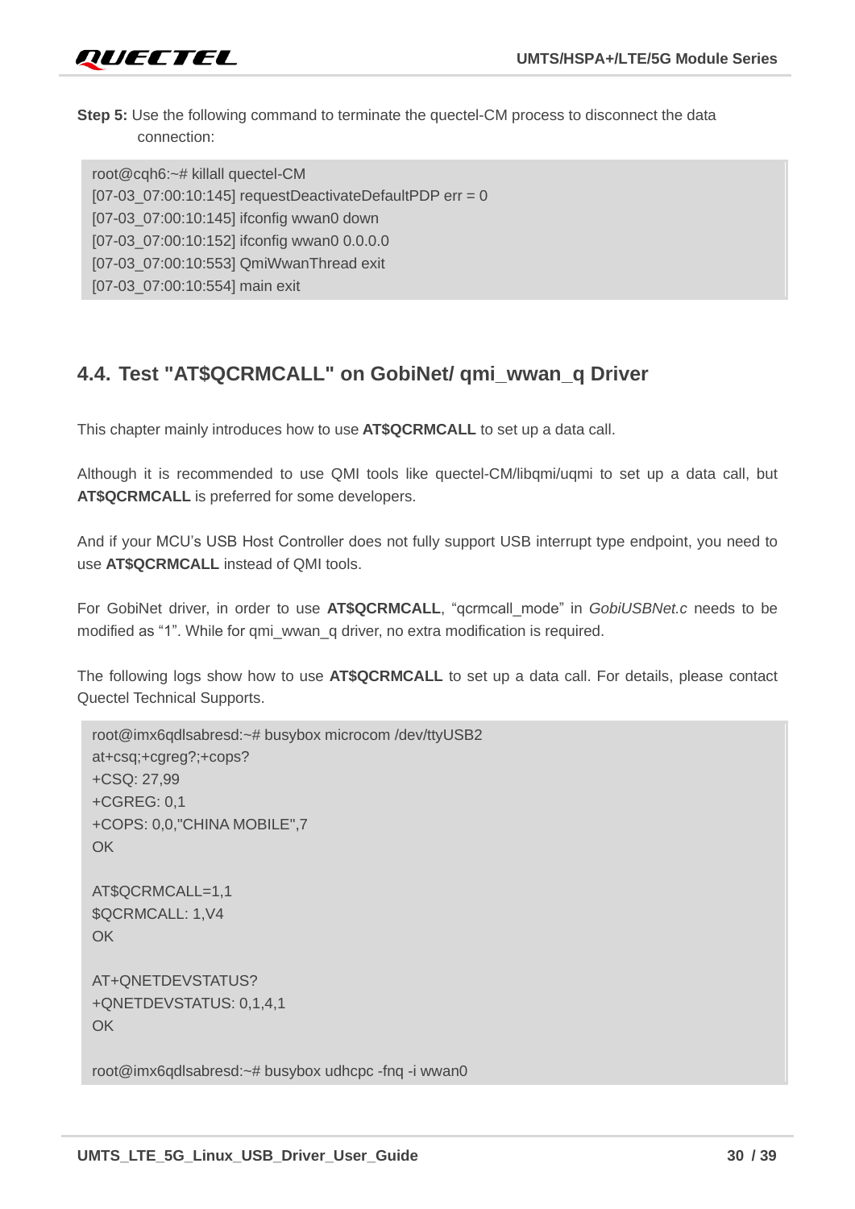**Step 5:** Use the following command to terminate the quectel-CM process to disconnect the data connection:

```
root@cqh6:~# killall quectel-CM
[07-03_07:00:10:145] requestDeactivateDefaultPDP err = 0
[07-03_07:00:10:145] ifconfig wwan0 down
[07-03_07:00:10:152] ifconfig wwan0 0.0.0.0
[07-03_07:00:10:553] QmiWwanThread exit
[07-03_07:00:10:554] main exit
```

## 4.4. Test "AT$QCRMCALL" on GobiNet/ qmi_wwan_q Driver

This chapter mainly introduces how to use **AT$QCRMCALL** to set up a data call.

Although it is recommended to use QMI tools like quectel-CM/libqmi/uqmi to set up a data call, but **AT$QCRMCALL** is preferred for some developers.

And if your MCU's USB Host Controller does not fully support USB interrupt type endpoint, you need to use **AT$QCRMCALL** instead of QMI tools.

For GobiNet driver, in order to use **AT$QCRMCALL**, "qcrmcall_mode" in *GobiUSBNet.c* needs to be modified as "1". While for qmi_wwan_q driver, no extra modification is required.

The following logs show how to use **AT$QCRMCALL** to set up a data call. For details, please contact Quectel Technical Supports.

```
root@imx6qdlsabresd:~# busybox microcom /dev/ttyUSB2
at+csq;+cgreg?;+cops?
+CSQ: 27,99
+CGREG: 0,1
+COPS: 0,0,"CHINA MOBILE",7
OK

AT$QCRMCALL=1,1
$QCRMCALL: 1,V4
OK

AT+QNETDEVSTATUS?
+QNETDEVSTATUS: 0,1,4,1
OK

root@imx6qdlsabresd:~# busybox udhcpc -fnq -i wwan0
```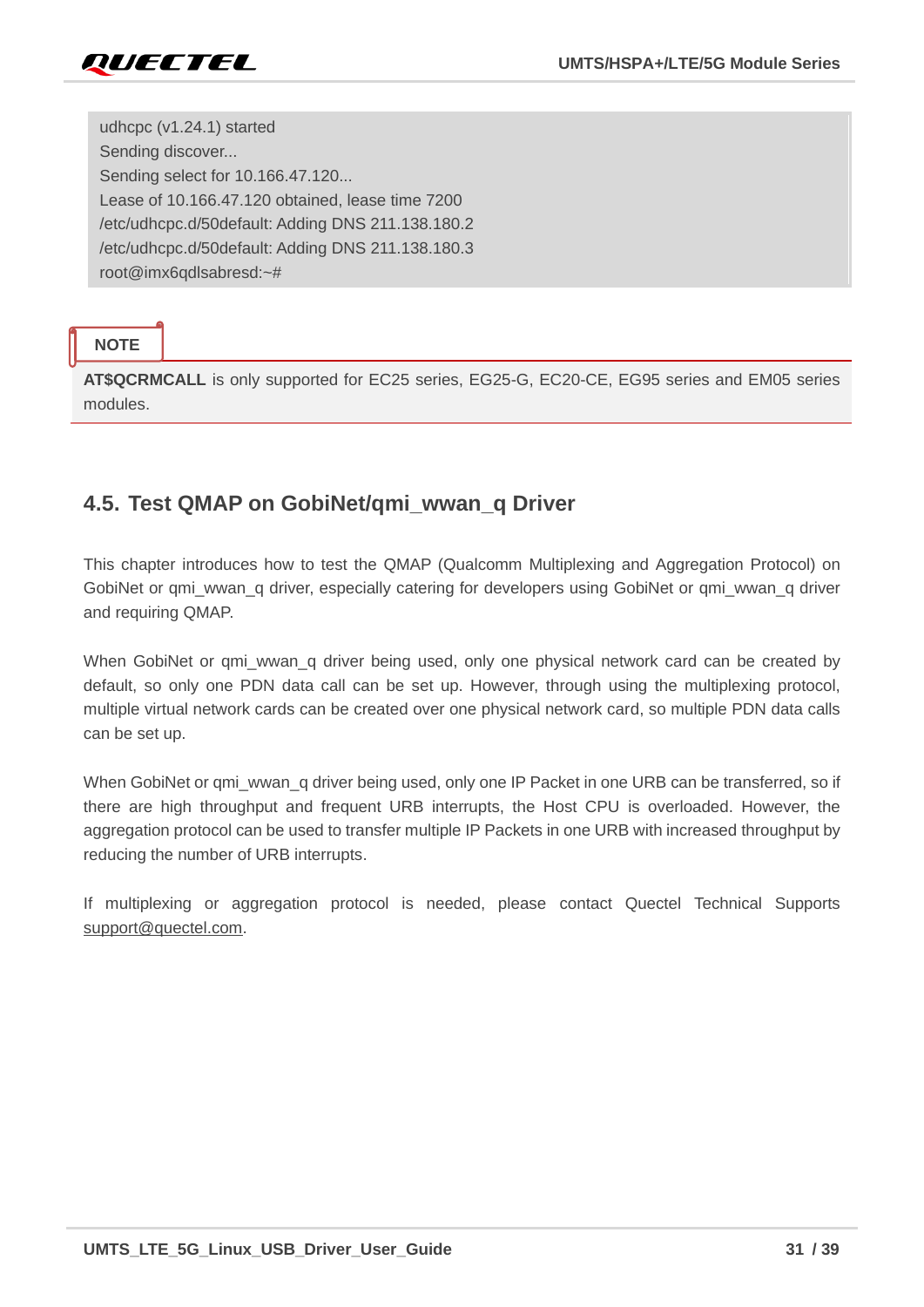```
udhcpc (v1.24.1) started
Sending discover...
Sending select for 10.166.47.120...
Lease of 10.166.47.120 obtained, lease time 7200
/etc/udhcpc.d/50default: Adding DNS 211.138.180.2
/etc/udhcpc.d/50default: Adding DNS 211.138.180.3
root@imx6qdlsabresd:~#
```

**NOTE**

**AT$QCRMCALL** is only supported for EC25 series, EG25-G, EC20-CE, EG95 series and EM05 series modules.

## 4.5. Test QMAP on GobiNet/qmi_wwan_q Driver

This chapter introduces how to test the QMAP (Qualcomm Multiplexing and Aggregation Protocol) on GobiNet or qmi_wwan_q driver, especially catering for developers using GobiNet or qmi_wwan_q driver and requiring QMAP.

When GobiNet or qmi_wwan_q driver being used, only one physical network card can be created by default, so only one PDN data call can be set up. However, through using the multiplexing protocol, multiple virtual network cards can be created over one physical network card, so multiple PDN data calls can be set up.

When GobiNet or qmi_wwan_q driver being used, only one IP Packet in one URB can be transferred, so if there are high throughput and frequent URB interrupts, the Host CPU is overloaded. However, the aggregation protocol can be used to transfer multiple IP Packets in one URB with increased throughput by reducing the number of URB interrupts.

If multiplexing or aggregation protocol is needed, please contact Quectel Technical Supports support@quectel.com.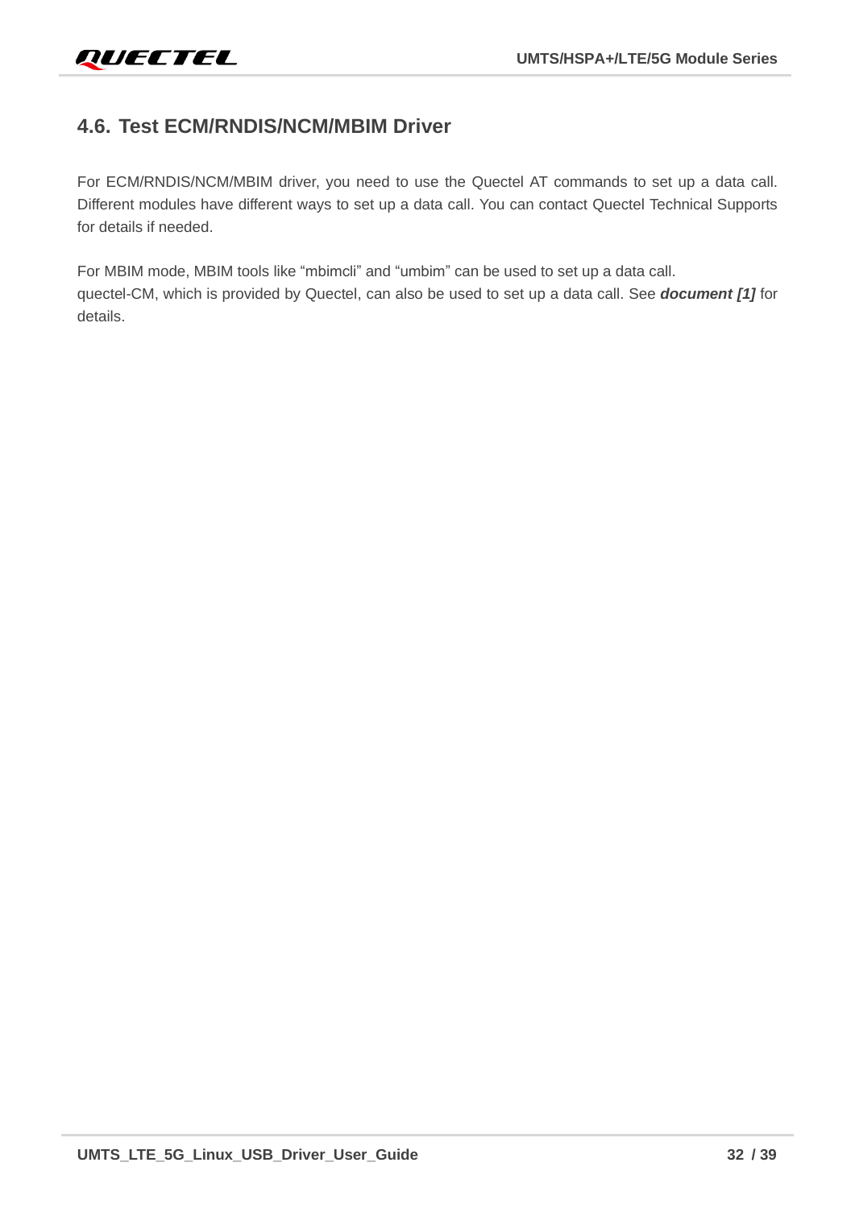## 4.6. Test ECM/RNDIS/NCM/MBIM Driver

For ECM/RNDIS/NCM/MBIM driver, you need to use the Quectel AT commands to set up a data call. Different modules have different ways to set up a data call. You can contact Quectel Technical Supports for details if needed.

For MBIM mode, MBIM tools like "mbimcli" and "umbim" can be used to set up a data call.
quectel-CM, which is provided by Quectel, can also be used to set up a data call. See ***document [1]*** for details.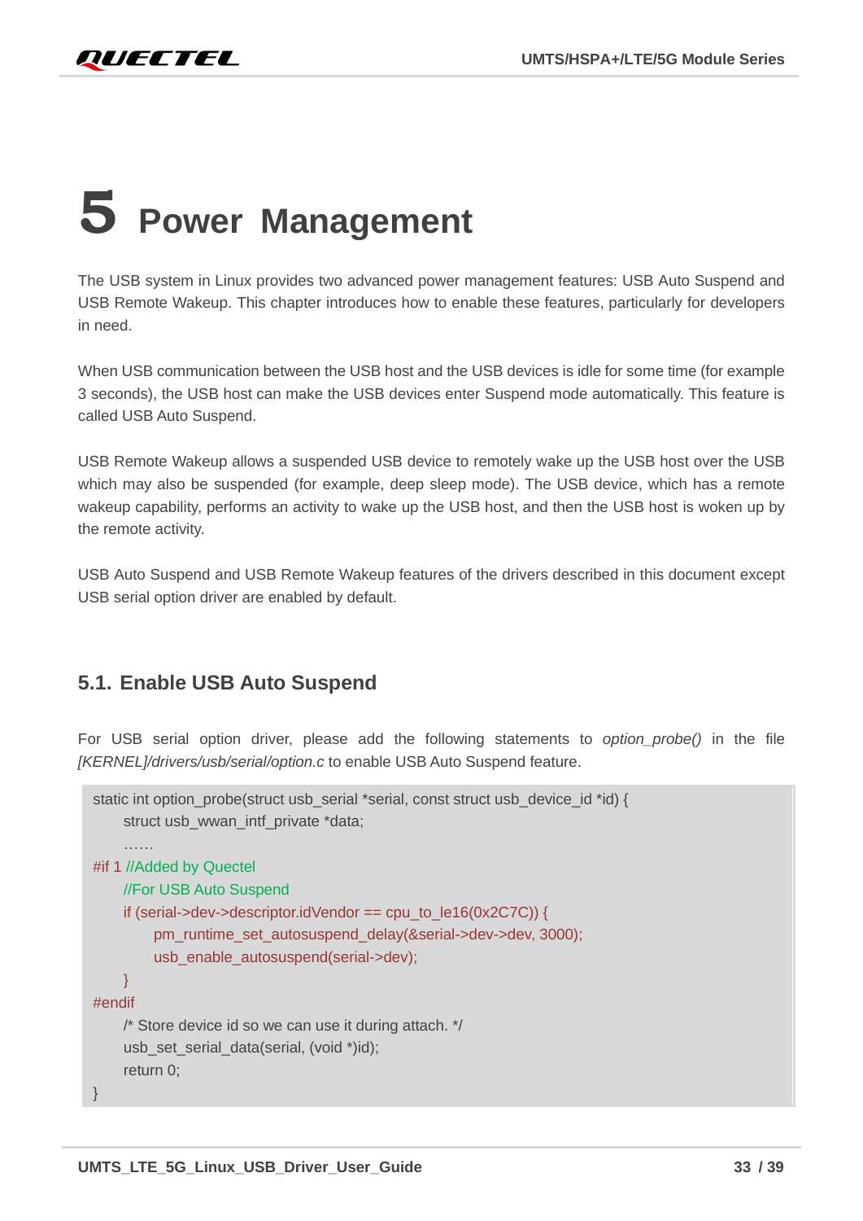# 5 Power Management

The USB system in Linux provides two advanced power management features: USB Auto Suspend and USB Remote Wakeup. This chapter introduces how to enable these features, particularly for developers in need.

When USB communication between the USB host and the USB devices is idle for some time (for example 3 seconds), the USB host can make the USB devices enter Suspend mode automatically. This feature is called USB Auto Suspend.

USB Remote Wakeup allows a suspended USB device to remotely wake up the USB host over the USB which may also be suspended (for example, deep sleep mode). The USB device, which has a remote wakeup capability, performs an activity to wake up the USB host, and then the USB host is woken up by the remote activity.

USB Auto Suspend and USB Remote Wakeup features of the drivers described in this document except USB serial option driver are enabled by default.

## 5.1. Enable USB Auto Suspend

For USB serial option driver, please add the following statements to *option_probe()* in the file *[KERNEL]/drivers/usb/serial/option.c* to enable USB Auto Suspend feature.

```
static int option_probe(struct usb_serial *serial, const struct usb_device_id *id) {
      struct usb_wwan_intf_private *data;
      ……
#if 1 //Added by Quectel
      //For USB Auto Suspend
      if (serial->dev->descriptor.idVendor == cpu_to_le16(0x2C7C)) {
            pm_runtime_set_autosuspend_delay(&serial->dev->dev, 3000);
            usb_enable_autosuspend(serial->dev);
      }
#endif
      /* Store device id so we can use it during attach. */
      usb_set_serial_data(serial, (void *)id);
      return 0;
}
```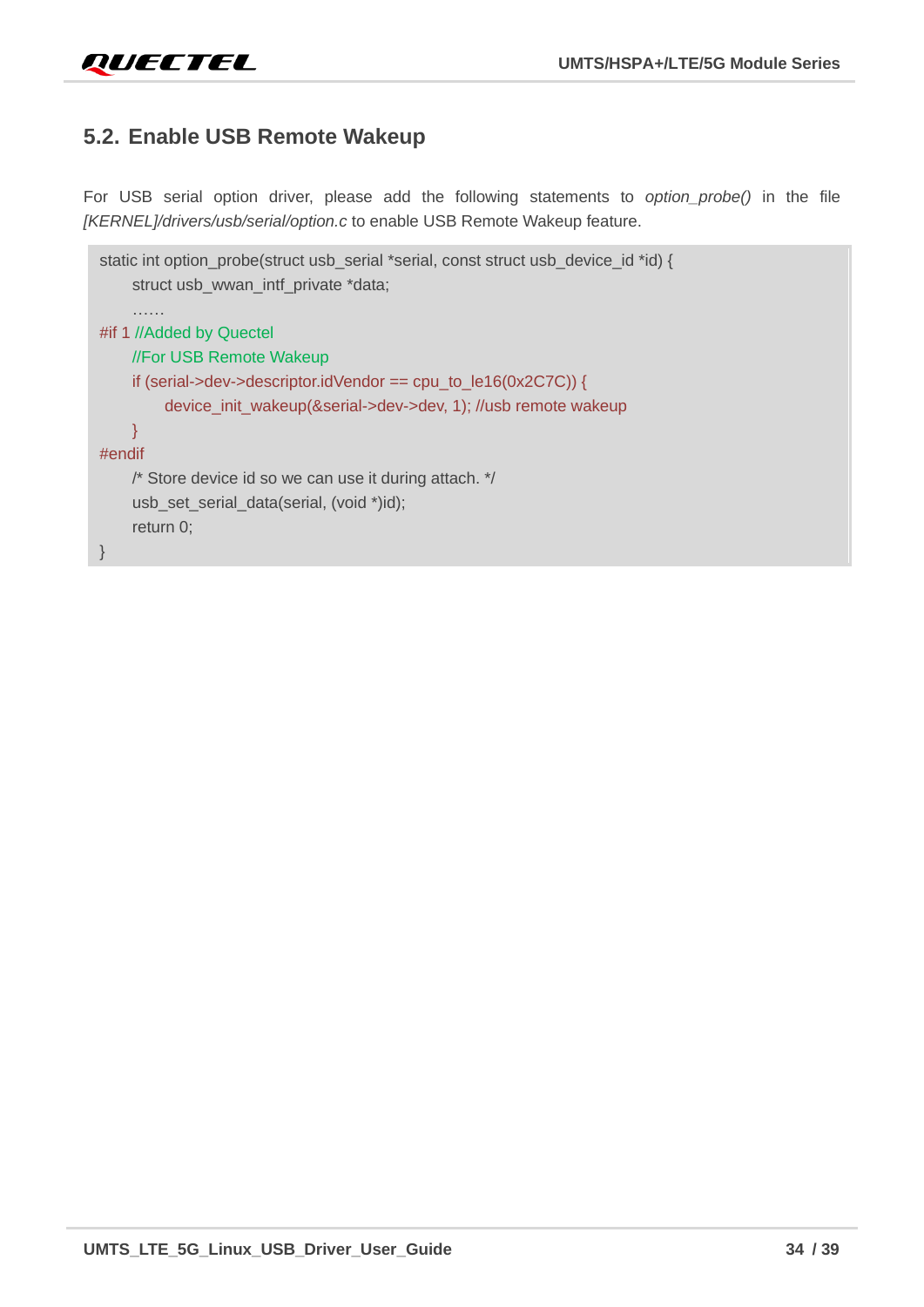## 5.2. Enable USB Remote Wakeup

For USB serial option driver, please add the following statements to *option_probe()* in the file *[KERNEL]/drivers/usb/serial/option.c* to enable USB Remote Wakeup feature.

```
static int option_probe(struct usb_serial *serial, const struct usb_device_id *id) {
	struct usb_wwan_intf_private *data;
	……
#if 1 //Added by Quectel
	//For USB Remote Wakeup
	if (serial->dev->descriptor.idVendor == cpu_to_le16(0x2C7C)) {
		device_init_wakeup(&serial->dev->dev, 1); //usb remote wakeup
	}
#endif
	/* Store device id so we can use it during attach. */
	usb_set_serial_data(serial, (void *)id);
	return 0;
}
```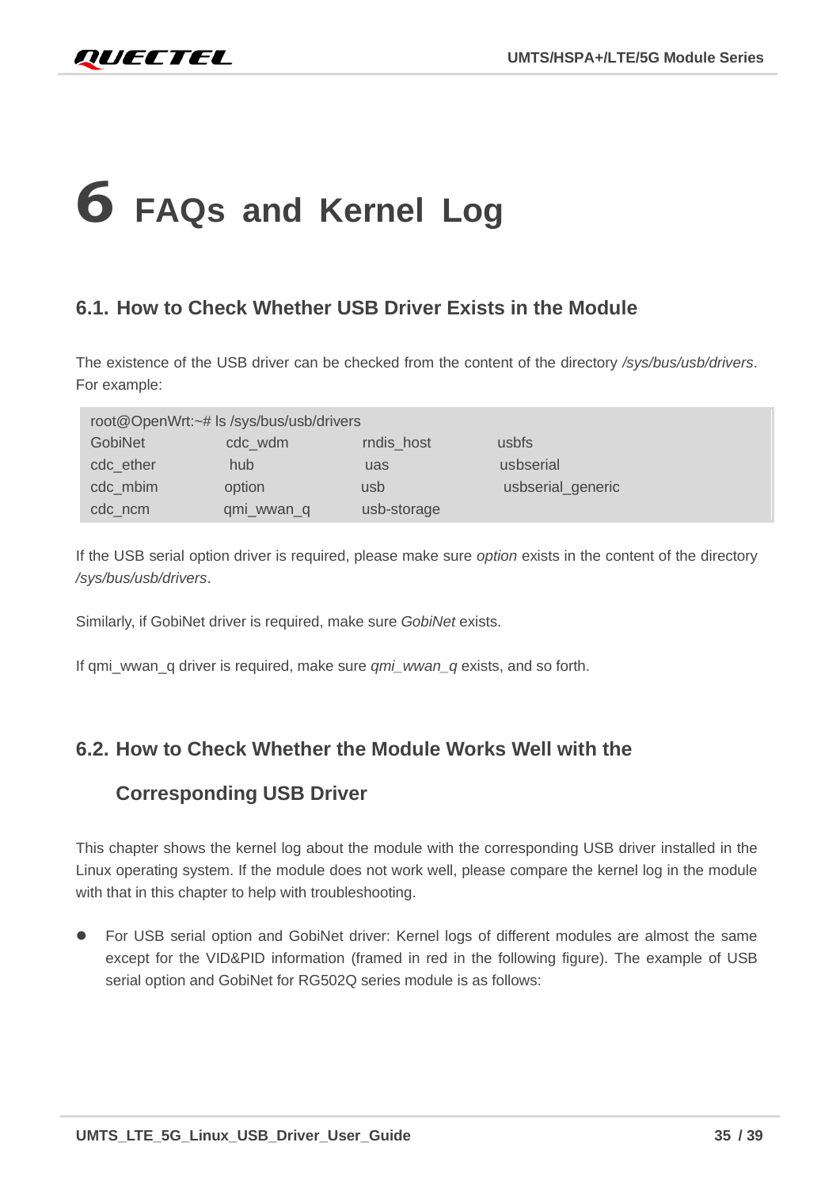# 6 FAQs and Kernel Log

## 6.1. How to Check Whether USB Driver Exists in the Module

The existence of the USB driver can be checked from the content of the directory */sys/bus/usb/drivers*. For example:

```
root@OpenWrt:~# ls /sys/bus/usb/drivers
GobiNet          cdc_wdm          rndis_host          usbfs
cdc_ether         hub              uas                usbserial
cdc_mbim         option           usb                 usbserial_generic
cdc_ncm          qmi_wwan_q       usb-storage
```

If the USB serial option driver is required, please make sure *option* exists in the content of the directory */sys/bus/usb/drivers*.

Similarly, if GobiNet driver is required, make sure *GobiNet* exists.

If qmi_wwan_q driver is required, make sure *qmi_wwan_q* exists, and so forth.

## 6.2. How to Check Whether the Module Works Well with the Corresponding USB Driver

This chapter shows the kernel log about the module with the corresponding USB driver installed in the Linux operating system. If the module does not work well, please compare the kernel log in the module with that in this chapter to help with troubleshooting.

- For USB serial option and GobiNet driver: Kernel logs of different modules are almost the same except for the VID&PID information (framed in red in the following figure). The example of USB serial option and GobiNet for RG502Q series module is as follows: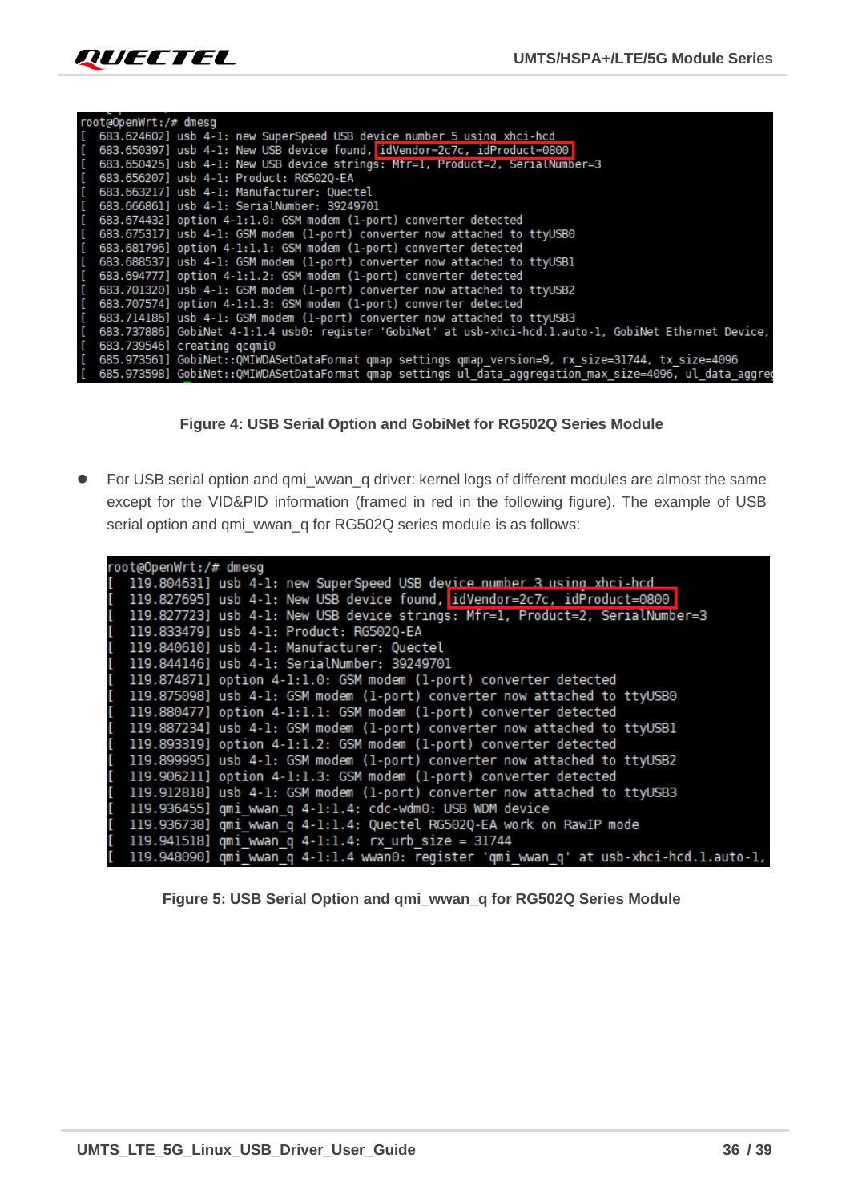```
root@OpenWrt:/# dmesg
[  683.624602] usb 4-1: new SuperSpeed USB device number 5 using xhci-hcd
[  683.650397] usb 4-1: New USB device found, idVendor=2c7c, idProduct=0800
[  683.650425] usb 4-1: New USB device strings: Mfr=1, Product=2, SerialNumber=3
[  683.656207] usb 4-1: Product: RG502Q-EA
[  683.663217] usb 4-1: Manufacturer: Quectel
[  683.666861] usb 4-1: SerialNumber: 39249701
[  683.674432] option 4-1:1.0: GSM modem (1-port) converter detected
[  683.675317] usb 4-1: GSM modem (1-port) converter now attached to ttyUSB0
[  683.681796] option 4-1:1.1: GSM modem (1-port) converter detected
[  683.688537] usb 4-1: GSM modem (1-port) converter now attached to ttyUSB1
[  683.694777] option 4-1:1.2: GSM modem (1-port) converter detected
[  683.701320] usb 4-1: GSM modem (1-port) converter now attached to ttyUSB2
[  683.707574] option 4-1:1.3: GSM modem (1-port) converter detected
[  683.714186] usb 4-1: GSM modem (1-port) converter now attached to ttyUSB3
[  683.737886] GobiNet 4-1:1.4 usb0: register 'GobiNet' at usb-xhci-hcd.1.auto-1, GobiNet Ethernet Device,
[  683.739546] creating qcqmi0
[  685.973561] GobiNet::QMIWDASetDataFormat qmap settings qmap_version=9, rx_size=31744, tx_size=4096
[  685.973598] GobiNet::QMIWDASetDataFormat qmap settings ul_data_aggregation_max_size=4096, ul_data_aggreg
```

**Figure 4: USB Serial Option and GobiNet for RG502Q Series Module**

- For USB serial option and qmi_wwan_q driver: kernel logs of different modules are almost the same except for the VID&PID information (framed in red in the following figure). The example of USB serial option and qmi_wwan_q for RG502Q series module is as follows:

```
root@OpenWrt:/# dmesg
[  119.804631] usb 4-1: new SuperSpeed USB device number 3 using xhci-hcd
[  119.827695] usb 4-1: New USB device found, idVendor=2c7c, idProduct=0800
[  119.827723] usb 4-1: New USB device strings: Mfr=1, Product=2, SerialNumber=3
[  119.833479] usb 4-1: Product: RG502Q-EA
[  119.840610] usb 4-1: Manufacturer: Quectel
[  119.844146] usb 4-1: SerialNumber: 39249701
[  119.874871] option 4-1:1.0: GSM modem (1-port) converter detected
[  119.875098] usb 4-1: GSM modem (1-port) converter now attached to ttyUSB0
[  119.880477] option 4-1:1.1: GSM modem (1-port) converter detected
[  119.887234] usb 4-1: GSM modem (1-port) converter now attached to ttyUSB1
[  119.893319] option 4-1:1.2: GSM modem (1-port) converter detected
[  119.899995] usb 4-1: GSM modem (1-port) converter now attached to ttyUSB2
[  119.906211] option 4-1:1.3: GSM modem (1-port) converter detected
[  119.912818] usb 4-1: GSM modem (1-port) converter now attached to ttyUSB3
[  119.936455] qmi_wwan_q 4-1:1.4: cdc-wdm0: USB WDM device
[  119.936738] qmi_wwan_q 4-1:1.4: Quectel RG502Q-EA work on RawIP mode
[  119.941518] qmi_wwan_q 4-1:1.4: rx_urb_size = 31744
[  119.948090] qmi_wwan_q 4-1:1.4 wwan0: register 'qmi_wwan_q' at usb-xhci-hcd.1.auto-1,
```

**Figure 5: USB Serial Option and qmi_wwan_q for RG502Q Series Module**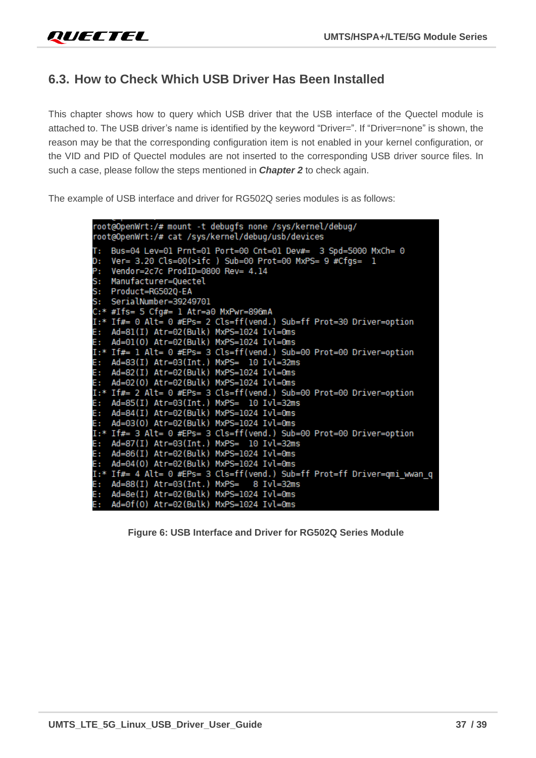## 6.3. How to Check Which USB Driver Has Been Installed

This chapter shows how to query which USB driver that the USB interface of the Quectel module is attached to. The USB driver's name is identified by the keyword "Driver=". If "Driver=none" is shown, the reason may be that the corresponding configuration item is not enabled in your kernel configuration, or the VID and PID of Quectel modules are not inserted to the corresponding USB driver source files. In such a case, please follow the steps mentioned in ***Chapter 2*** to check again.

The example of USB interface and driver for RG502Q series modules is as follows:

```
root@OpenWrt:/# mount -t debugfs none /sys/kernel/debug/
root@OpenWrt:/# cat /sys/kernel/debug/usb/devices
T:  Bus=04 Lev=01 Prnt=01 Port=00 Cnt=01 Dev#=  3 Spd=5000 MxCh= 0
D:  Ver= 3.20 Cls=00(>ifc ) Sub=00 Prot=00 MxPS= 9 #Cfgs=  1
P:  Vendor=2c7c ProdID=0800 Rev= 4.14
S:  Manufacturer=Quectel
S:  Product=RG502Q-EA
S:  SerialNumber=39249701
C:* #Ifs= 5 Cfg#= 1 Atr=a0 MxPwr=896mA
I:* If#= 0 Alt= 0 #EPs= 2 Cls=ff(vend.) Sub=ff Prot=30 Driver=option
E:  Ad=81(I) Atr=02(Bulk) MxPS=1024 Ivl=0ms
E:  Ad=01(O) Atr=02(Bulk) MxPS=1024 Ivl=0ms
I:* If#= 1 Alt= 0 #EPs= 3 Cls=ff(vend.) Sub=00 Prot=00 Driver=option
E:  Ad=83(I) Atr=03(Int.) MxPS=  10 Ivl=32ms
E:  Ad=82(I) Atr=02(Bulk) MxPS=1024 Ivl=0ms
E:  Ad=02(O) Atr=02(Bulk) MxPS=1024 Ivl=0ms
I:* If#= 2 Alt= 0 #EPs= 3 Cls=ff(vend.) Sub=00 Prot=00 Driver=option
E:  Ad=85(I) Atr=03(Int.) MxPS=  10 Ivl=32ms
E:  Ad=84(I) Atr=02(Bulk) MxPS=1024 Ivl=0ms
E:  Ad=03(O) Atr=02(Bulk) MxPS=1024 Ivl=0ms
I:* If#= 3 Alt= 0 #EPs= 3 Cls=ff(vend.) Sub=00 Prot=00 Driver=option
E:  Ad=87(I) Atr=03(Int.) MxPS=  10 Ivl=32ms
E:  Ad=86(I) Atr=02(Bulk) MxPS=1024 Ivl=0ms
E:  Ad=04(O) Atr=02(Bulk) MxPS=1024 Ivl=0ms
I:* If#= 4 Alt= 0 #EPs= 3 Cls=ff(vend.) Sub=ff Prot=ff Driver=qmi_wwan_q
E:  Ad=88(I) Atr=03(Int.) MxPS=   8 Ivl=32ms
E:  Ad=8e(I) Atr=02(Bulk) MxPS=1024 Ivl=0ms
E:  Ad=0f(O) Atr=02(Bulk) MxPS=1024 Ivl=0ms
```

**Figure 6: USB Interface and Driver for RG502Q Series Module**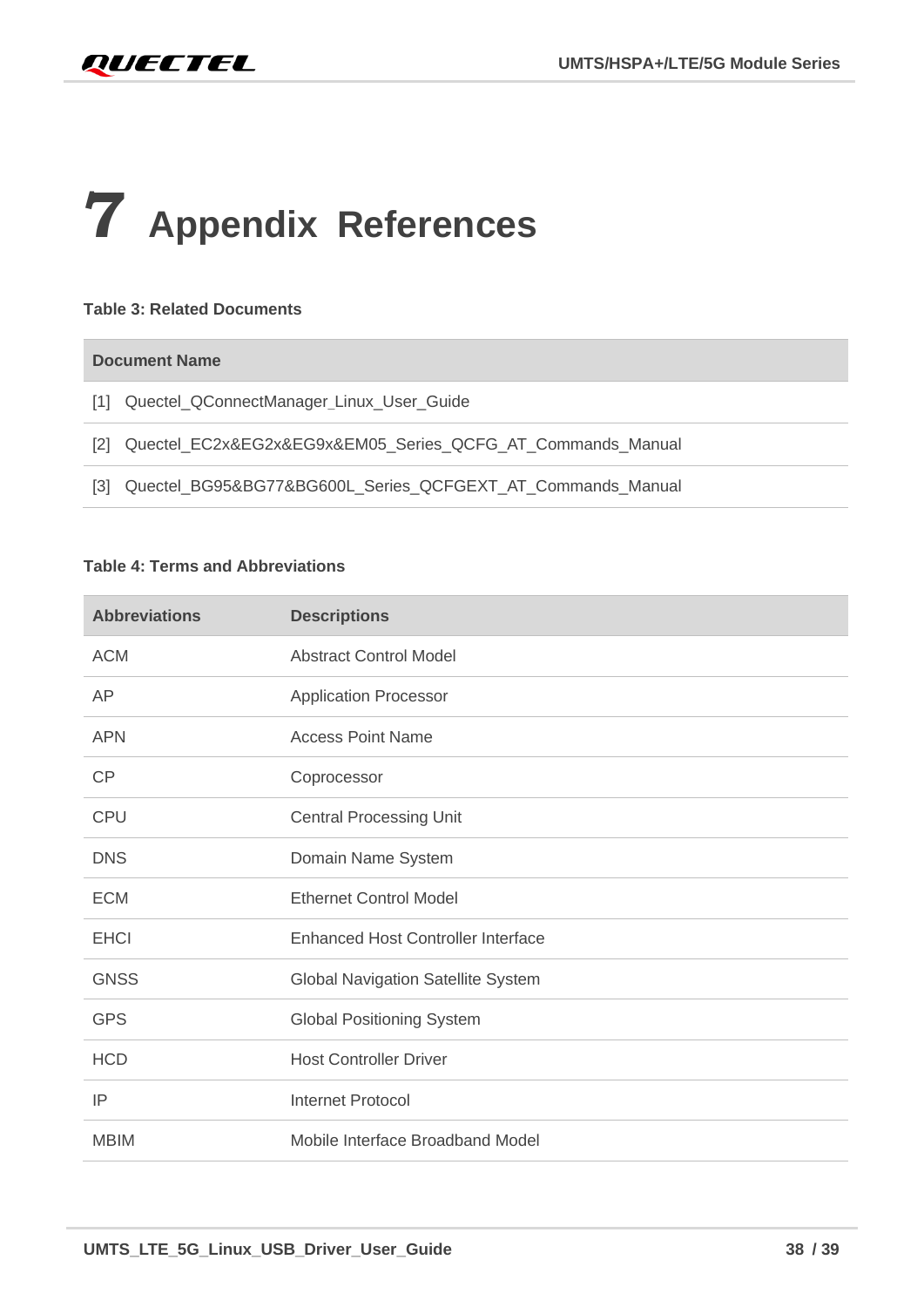# 7 Appendix References

**Table 3: Related Documents**

| Document Name |
|---|
| [1] Quectel_QConnectManager_Linux_User_Guide |
| [2] Quectel_EC2x&EG2x&EG9x&EM05_Series_QCFG_AT_Commands_Manual |
| [3] Quectel_BG95&BG77&BG600L_Series_QCFGEXT_AT_Commands_Manual |

**Table 4: Terms and Abbreviations**

| Abbreviations | Descriptions |
|---|---|
| ACM | Abstract Control Model |
| AP | Application Processor |
| APN | Access Point Name |
| CP | Coprocessor |
| CPU | Central Processing Unit |
| DNS | Domain Name System |
| ECM | Ethernet Control Model |
| EHCI | Enhanced Host Controller Interface |
| GNSS | Global Navigation Satellite System |
| GPS | Global Positioning System |
| HCD | Host Controller Driver |
| IP | Internet Protocol |
| MBIM | Mobile Interface Broadband Model |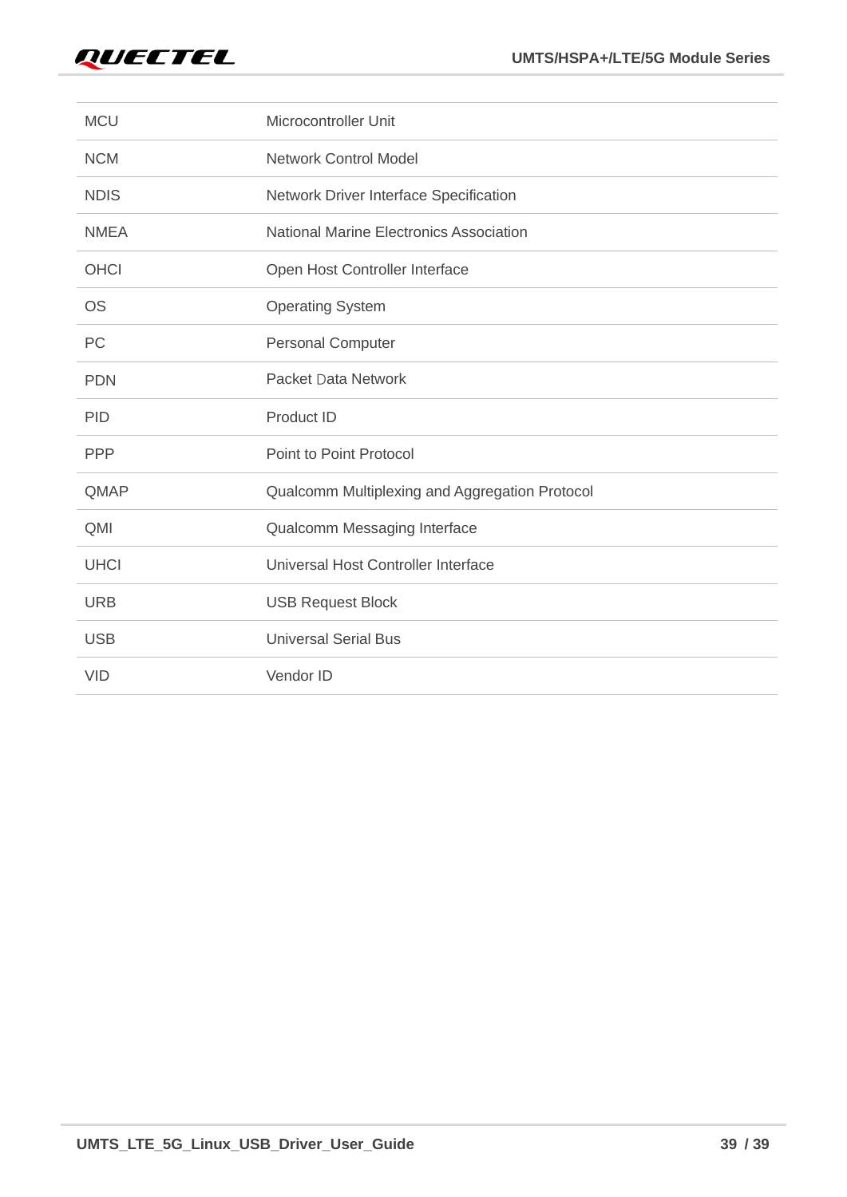| | |
|---|---|
| MCU | Microcontroller Unit |
| NCM | Network Control Model |
| NDIS | Network Driver Interface Specification |
| NMEA | National Marine Electronics Association |
| OHCI | Open Host Controller Interface |
| OS | Operating System |
| PC | Personal Computer |
| PDN | Packet Data Network |
| PID | Product ID |
| PPP | Point to Point Protocol |
| QMAP | Qualcomm Multiplexing and Aggregation Protocol |
| QMI | Qualcomm Messaging Interface |
| UHCI | Universal Host Controller Interface |
| URB | USB Request Block |
| USB | Universal Serial Bus |
| VID | Vendor ID |